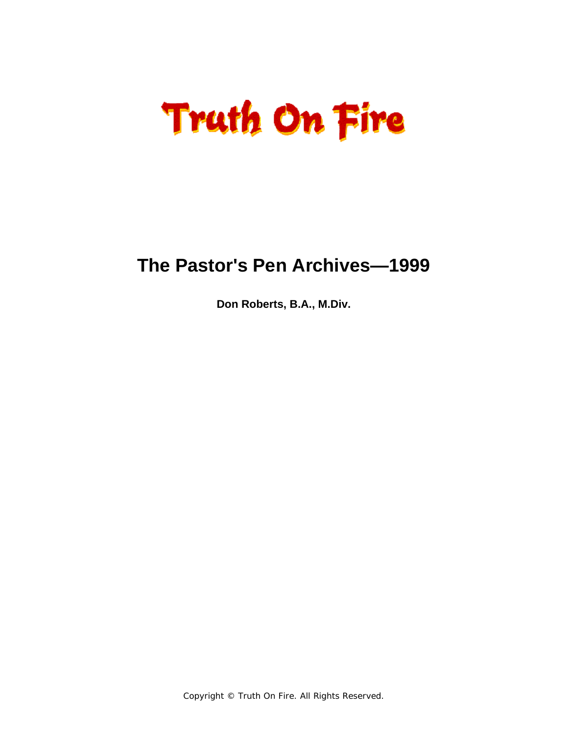# Truth On Fire

## The Pastor's Pen Archives—1999

**Don Roberts, B.A., M.Div.**

Copyright © Truth On Fire. All Rights Reserved.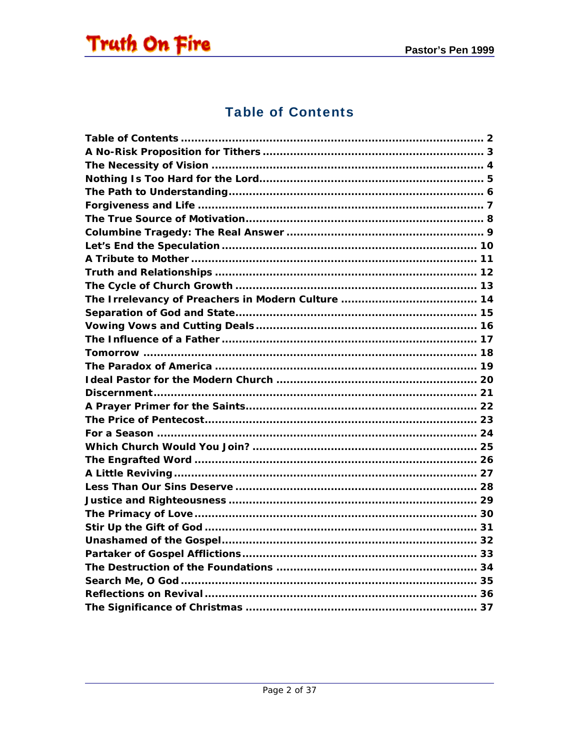# Table of Contents

Table of Contents ........................................................................................ 2
A No-Risk Proposition for Tithers ................................................................. 3
The Necessity of Vision ................................................................................ 4
Nothing Is Too Hard for the Lord.................................................................. 5
The Path to Understanding........................................................................... 6
Forgiveness and Life ................................................................................... 7
The True Source of Motivation...................................................................... 8
Columbine Tragedy: The Real Answer .......................................................... 9
Let's End the Speculation ........................................................................... 10
A Tribute to Mother .................................................................................... 11
Truth and Relationships ............................................................................. 12
The Cycle of Church Growth ....................................................................... 13
The Irrelevancy of Preachers in Modern Culture ........................................ 14
Separation of God and State....................................................................... 15
Vowing Vows and Cutting Deals ................................................................. 16
The Influence of a Father ........................................................................... 17
Tomorrow .................................................................................................. 18
The Paradox of America ............................................................................ 19
Ideal Pastor for the Modern Church ........................................................... 20
Discernment............................................................................................... 21
A Prayer Primer for the Saints..................................................................... 22
The Price of Pentecost................................................................................ 23
For a Season .............................................................................................. 24
Which Church Would You Join? .................................................................. 25
The Engrafted Word ................................................................................... 26
A Little Reviving ......................................................................................... 27
Less Than Our Sins Deserve ....................................................................... 28
Justice and Righteousness ......................................................................... 29
The Primacy of Love ................................................................................... 30
Stir Up the Gift of God ................................................................................ 31
Unashamed of the Gospel........................................................................... 32
Partaker of Gospel Afflictions...................................................................... 33
The Destruction of the Foundations ........................................................... 34
Search Me, O God ....................................................................................... 35
Reflections on Revival ................................................................................. 36
The Significance of Christmas ..................................................................... 37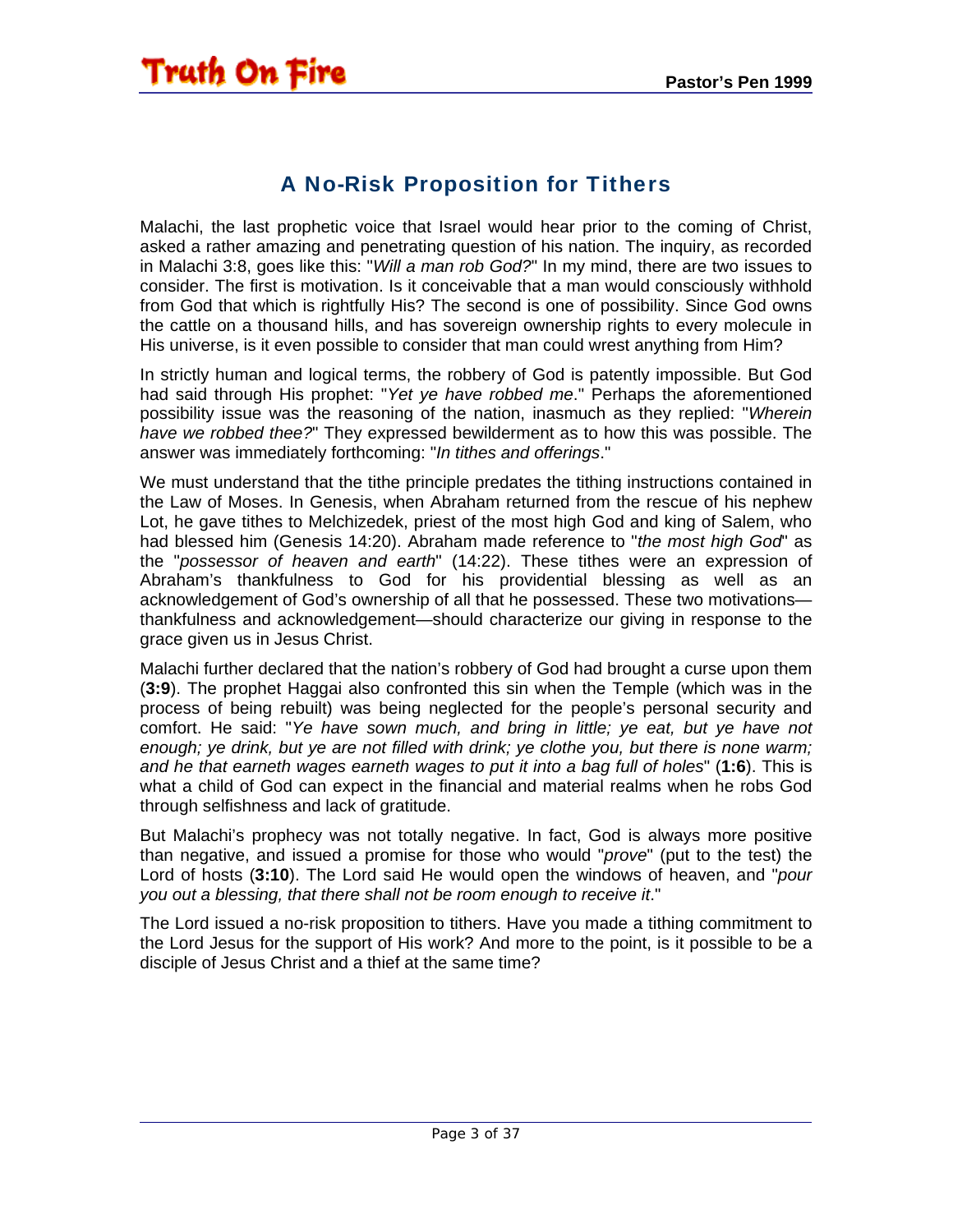## A No-Risk Proposition for Tithers

Malachi, the last prophetic voice that Israel would hear prior to the coming of Christ, asked a rather amazing and penetrating question of his nation. The inquiry, as recorded in Malachi 3:8, goes like this: "*Will a man rob God?*" In my mind, there are two issues to consider. The first is motivation. Is it conceivable that a man would consciously withhold from God that which is rightfully His? The second is one of possibility. Since God owns the cattle on a thousand hills, and has sovereign ownership rights to every molecule in His universe, is it even possible to consider that man could wrest anything from Him?

In strictly human and logical terms, the robbery of God is patently impossible. But God had said through His prophet: "*Yet ye have robbed me*." Perhaps the aforementioned possibility issue was the reasoning of the nation, inasmuch as they replied: "*Wherein have we robbed thee?*" They expressed bewilderment as to how this was possible. The answer was immediately forthcoming: "*In tithes and offerings*."

We must understand that the tithe principle predates the tithing instructions contained in the Law of Moses. In Genesis, when Abraham returned from the rescue of his nephew Lot, he gave tithes to Melchizedek, priest of the most high God and king of Salem, who had blessed him (Genesis 14:20). Abraham made reference to "*the most high God*" as the "*possessor of heaven and earth*" (14:22). These tithes were an expression of Abraham's thankfulness to God for his providential blessing as well as an acknowledgement of God's ownership of all that he possessed. These two motivations—thankfulness and acknowledgement—should characterize our giving in response to the grace given us in Jesus Christ.

Malachi further declared that the nation's robbery of God had brought a curse upon them (**3:9**). The prophet Haggai also confronted this sin when the Temple (which was in the process of being rebuilt) was being neglected for the people's personal security and comfort. He said: "*Ye have sown much, and bring in little; ye eat, but ye have not enough; ye drink, but ye are not filled with drink; ye clothe you, but there is none warm; and he that earneth wages earneth wages to put it into a bag full of holes*" (**1:6**). This is what a child of God can expect in the financial and material realms when he robs God through selfishness and lack of gratitude.

But Malachi's prophecy was not totally negative. In fact, God is always more positive than negative, and issued a promise for those who would "*prove*" (put to the test) the Lord of hosts (**3:10**). The Lord said He would open the windows of heaven, and "*pour you out a blessing, that there shall not be room enough to receive it*."

The Lord issued a no-risk proposition to tithers. Have you made a tithing commitment to the Lord Jesus for the support of His work? And more to the point, is it possible to be a disciple of Jesus Christ and a thief at the same time?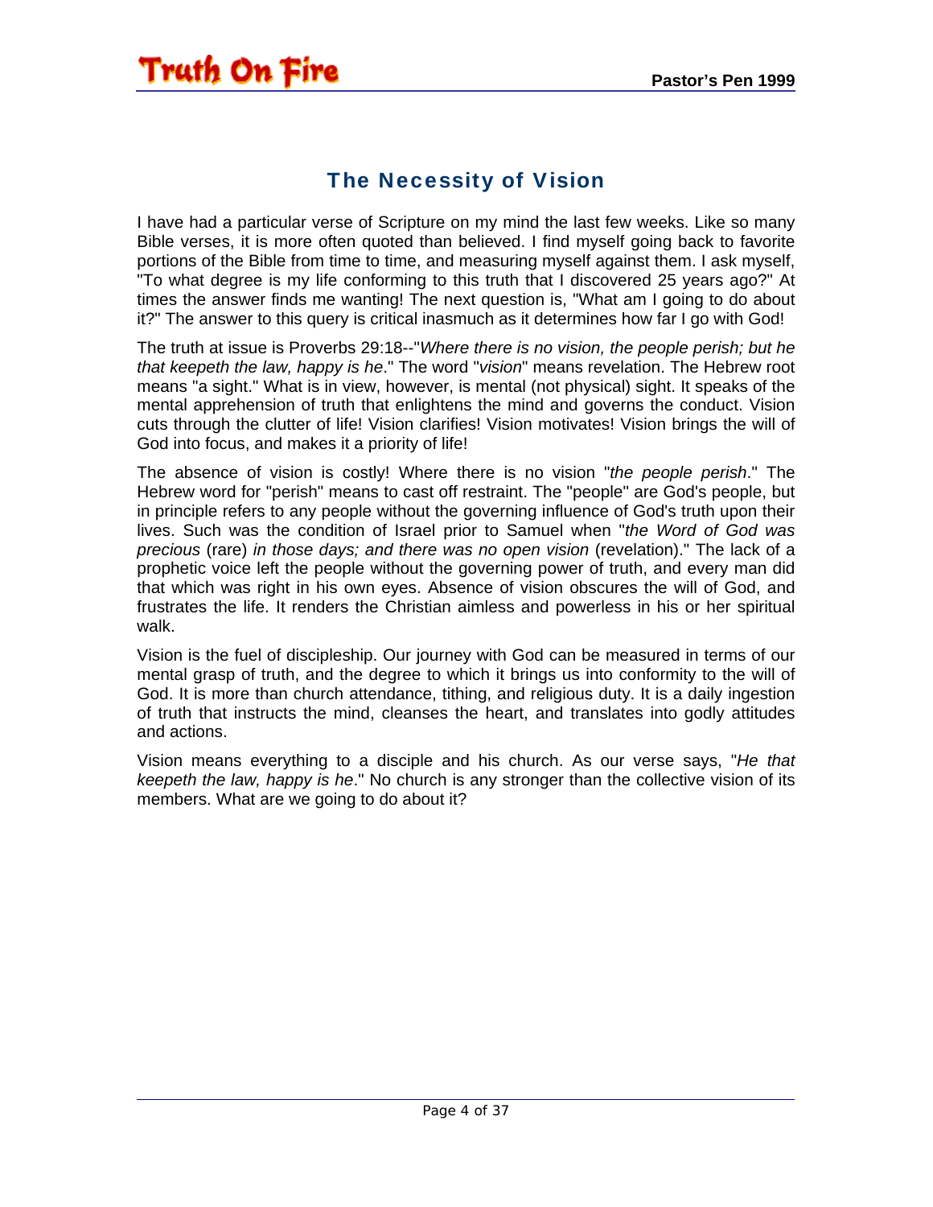## The Necessity of Vision

I have had a particular verse of Scripture on my mind the last few weeks. Like so many Bible verses, it is more often quoted than believed. I find myself going back to favorite portions of the Bible from time to time, and measuring myself against them. I ask myself, "To what degree is my life conforming to this truth that I discovered 25 years ago?" At times the answer finds me wanting! The next question is, "What am I going to do about it?" The answer to this query is critical inasmuch as it determines how far I go with God!

The truth at issue is Proverbs 29:18--"*Where there is no vision, the people perish; but he that keepeth the law, happy is he*." The word "*vision*" means revelation. The Hebrew root means "a sight." What is in view, however, is mental (not physical) sight. It speaks of the mental apprehension of truth that enlightens the mind and governs the conduct. Vision cuts through the clutter of life! Vision clarifies! Vision motivates! Vision brings the will of God into focus, and makes it a priority of life!

The absence of vision is costly! Where there is no vision "*the people perish*." The Hebrew word for "perish" means to cast off restraint. The "people" are God's people, but in principle refers to any people without the governing influence of God's truth upon their lives. Such was the condition of Israel prior to Samuel when "*the Word of God was precious* (rare) *in those days; and there was no open vision* (revelation)." The lack of a prophetic voice left the people without the governing power of truth, and every man did that which was right in his own eyes. Absence of vision obscures the will of God, and frustrates the life. It renders the Christian aimless and powerless in his or her spiritual walk.

Vision is the fuel of discipleship. Our journey with God can be measured in terms of our mental grasp of truth, and the degree to which it brings us into conformity to the will of God. It is more than church attendance, tithing, and religious duty. It is a daily ingestion of truth that instructs the mind, cleanses the heart, and translates into godly attitudes and actions.

Vision means everything to a disciple and his church. As our verse says, "*He that keepeth the law, happy is he*." No church is any stronger than the collective vision of its members. What are we going to do about it?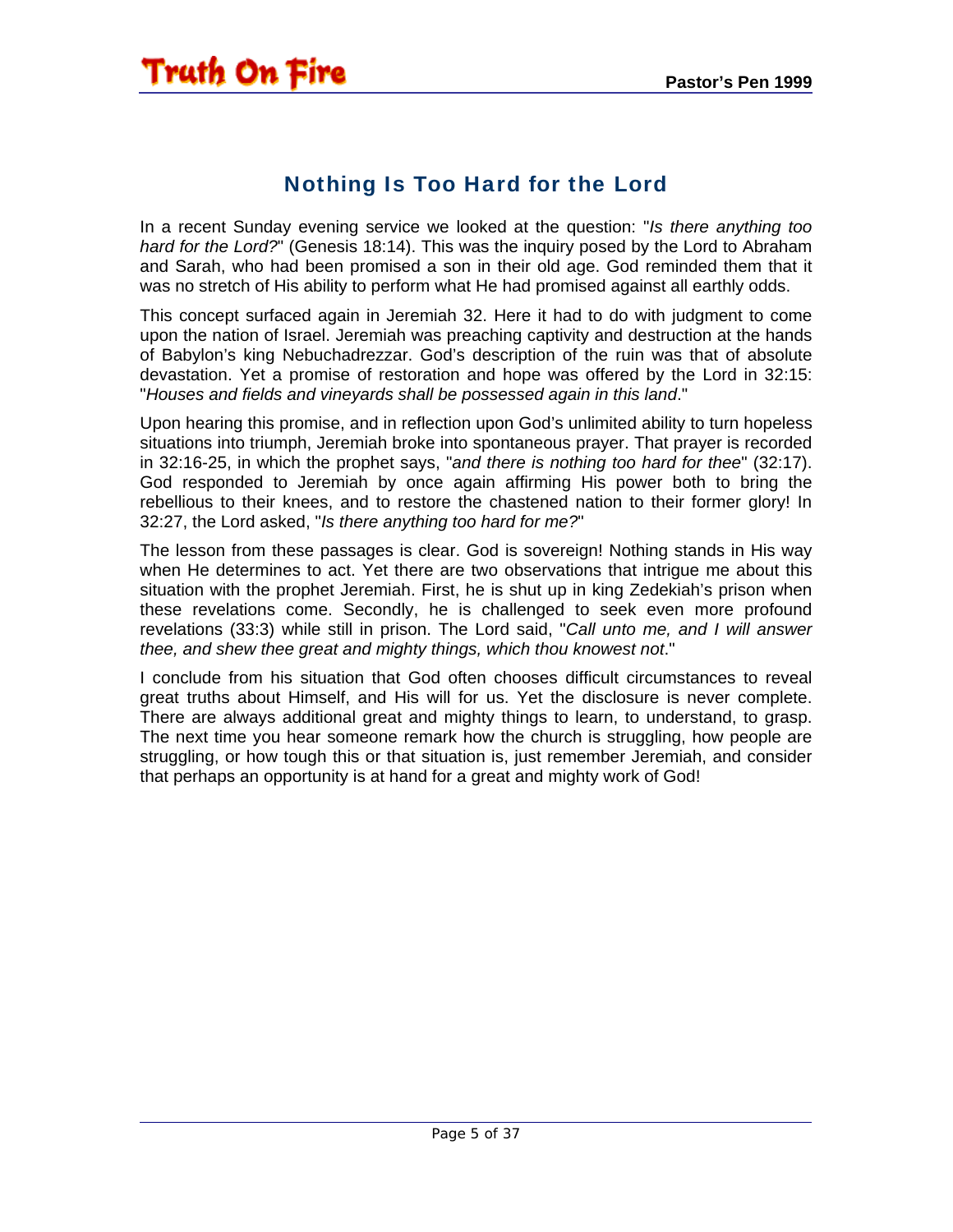## Nothing Is Too Hard for the Lord

In a recent Sunday evening service we looked at the question: "*Is there anything too hard for the Lord?*" (Genesis 18:14). This was the inquiry posed by the Lord to Abraham and Sarah, who had been promised a son in their old age. God reminded them that it was no stretch of His ability to perform what He had promised against all earthly odds.

This concept surfaced again in Jeremiah 32. Here it had to do with judgment to come upon the nation of Israel. Jeremiah was preaching captivity and destruction at the hands of Babylon's king Nebuchadrezzar. God's description of the ruin was that of absolute devastation. Yet a promise of restoration and hope was offered by the Lord in 32:15: "*Houses and fields and vineyards shall be possessed again in this land*."

Upon hearing this promise, and in reflection upon God's unlimited ability to turn hopeless situations into triumph, Jeremiah broke into spontaneous prayer. That prayer is recorded in 32:16-25, in which the prophet says, "*and there is nothing too hard for thee*" (32:17). God responded to Jeremiah by once again affirming His power both to bring the rebellious to their knees, and to restore the chastened nation to their former glory! In 32:27, the Lord asked, "*Is there anything too hard for me?*"

The lesson from these passages is clear. God is sovereign! Nothing stands in His way when He determines to act. Yet there are two observations that intrigue me about this situation with the prophet Jeremiah. First, he is shut up in king Zedekiah's prison when these revelations come. Secondly, he is challenged to seek even more profound revelations (33:3) while still in prison. The Lord said, "*Call unto me, and I will answer thee, and shew thee great and mighty things, which thou knowest not*."

I conclude from his situation that God often chooses difficult circumstances to reveal great truths about Himself, and His will for us. Yet the disclosure is never complete. There are always additional great and mighty things to learn, to understand, to grasp. The next time you hear someone remark how the church is struggling, how people are struggling, or how tough this or that situation is, just remember Jeremiah, and consider that perhaps an opportunity is at hand for a great and mighty work of God!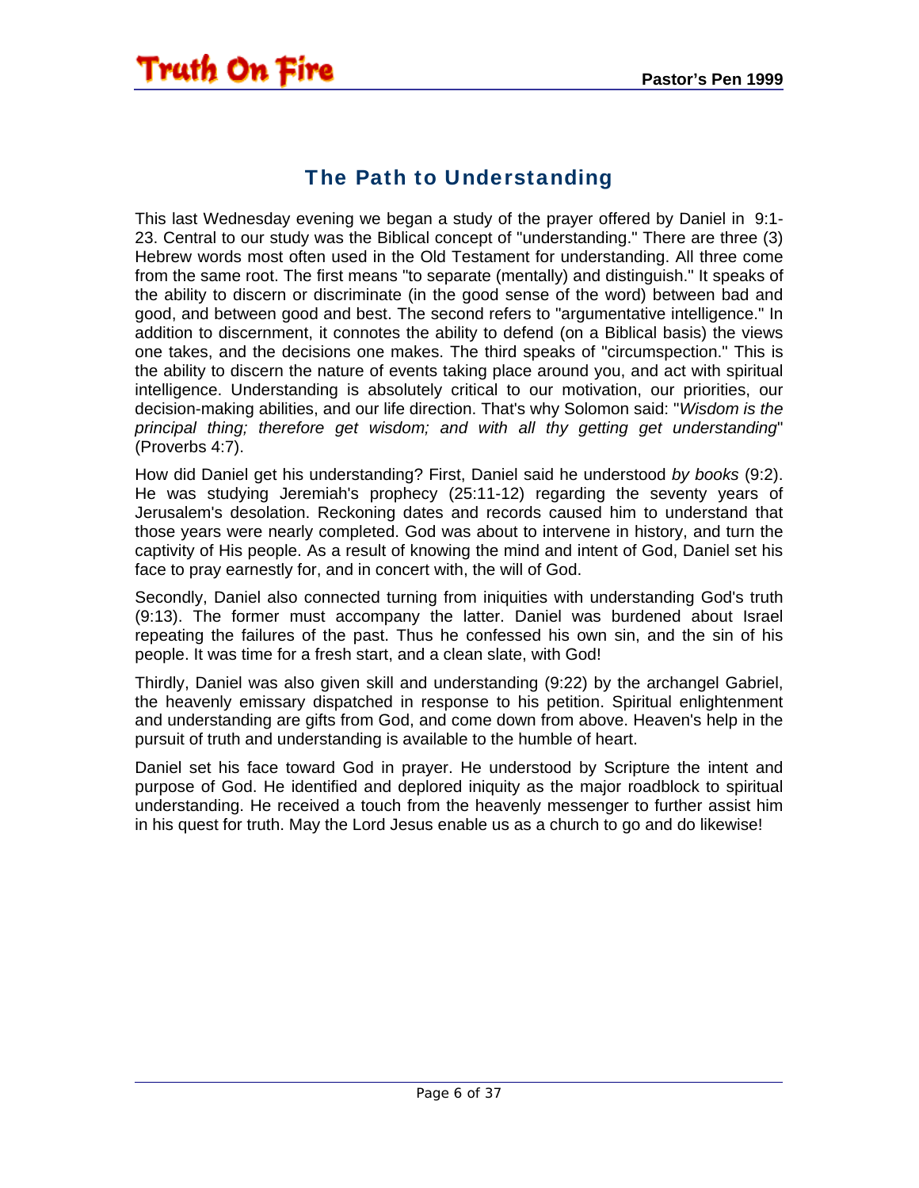# The Path to Understanding

This last Wednesday evening we began a study of the prayer offered by Daniel in 9:1-23. Central to our study was the Biblical concept of "understanding." There are three (3) Hebrew words most often used in the Old Testament for understanding. All three come from the same root. The first means "to separate (mentally) and distinguish." It speaks of the ability to discern or discriminate (in the good sense of the word) between bad and good, and between good and best. The second refers to "argumentative intelligence." In addition to discernment, it connotes the ability to defend (on a Biblical basis) the views one takes, and the decisions one makes. The third speaks of "circumspection." This is the ability to discern the nature of events taking place around you, and act with spiritual intelligence. Understanding is absolutely critical to our motivation, our priorities, our decision-making abilities, and our life direction. That's why Solomon said: "*Wisdom is the principal thing; therefore get wisdom; and with all thy getting get understanding*" (Proverbs 4:7).

How did Daniel get his understanding? First, Daniel said he understood *by books* (9:2). He was studying Jeremiah's prophecy (25:11-12) regarding the seventy years of Jerusalem's desolation. Reckoning dates and records caused him to understand that those years were nearly completed. God was about to intervene in history, and turn the captivity of His people. As a result of knowing the mind and intent of God, Daniel set his face to pray earnestly for, and in concert with, the will of God.

Secondly, Daniel also connected turning from iniquities with understanding God's truth (9:13). The former must accompany the latter. Daniel was burdened about Israel repeating the failures of the past. Thus he confessed his own sin, and the sin of his people. It was time for a fresh start, and a clean slate, with God!

Thirdly, Daniel was also given skill and understanding (9:22) by the archangel Gabriel, the heavenly emissary dispatched in response to his petition. Spiritual enlightenment and understanding are gifts from God, and come down from above. Heaven's help in the pursuit of truth and understanding is available to the humble of heart.

Daniel set his face toward God in prayer. He understood by Scripture the intent and purpose of God. He identified and deplored iniquity as the major roadblock to spiritual understanding. He received a touch from the heavenly messenger to further assist him in his quest for truth. May the Lord Jesus enable us as a church to go and do likewise!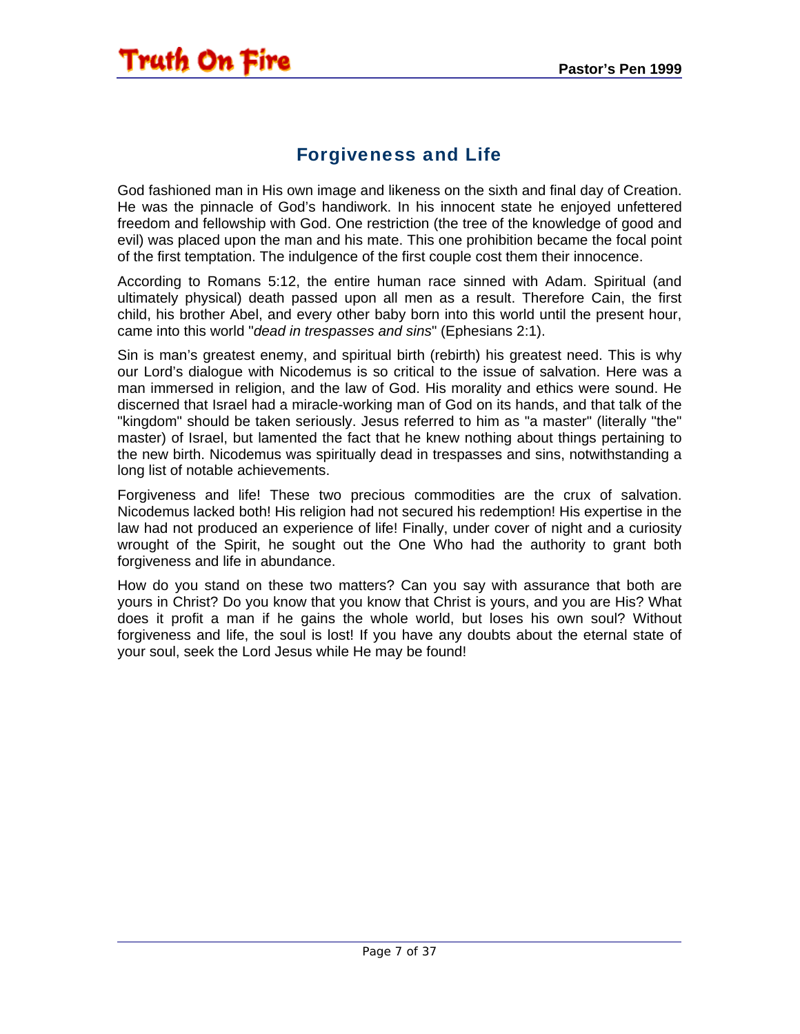## Forgiveness and Life

God fashioned man in His own image and likeness on the sixth and final day of Creation. He was the pinnacle of God's handiwork. In his innocent state he enjoyed unfettered freedom and fellowship with God. One restriction (the tree of the knowledge of good and evil) was placed upon the man and his mate. This one prohibition became the focal point of the first temptation. The indulgence of the first couple cost them their innocence.

According to Romans 5:12, the entire human race sinned with Adam. Spiritual (and ultimately physical) death passed upon all men as a result. Therefore Cain, the first child, his brother Abel, and every other baby born into this world until the present hour, came into this world "*dead in trespasses and sins*" (Ephesians 2:1).

Sin is man's greatest enemy, and spiritual birth (rebirth) his greatest need. This is why our Lord's dialogue with Nicodemus is so critical to the issue of salvation. Here was a man immersed in religion, and the law of God. His morality and ethics were sound. He discerned that Israel had a miracle-working man of God on its hands, and that talk of the "kingdom" should be taken seriously. Jesus referred to him as "a master" (literally "the" master) of Israel, but lamented the fact that he knew nothing about things pertaining to the new birth. Nicodemus was spiritually dead in trespasses and sins, notwithstanding a long list of notable achievements.

Forgiveness and life! These two precious commodities are the crux of salvation. Nicodemus lacked both! His religion had not secured his redemption! His expertise in the law had not produced an experience of life! Finally, under cover of night and a curiosity wrought of the Spirit, he sought out the One Who had the authority to grant both forgiveness and life in abundance.

How do you stand on these two matters? Can you say with assurance that both are yours in Christ? Do you know that you know that Christ is yours, and you are His? What does it profit a man if he gains the whole world, but loses his own soul? Without forgiveness and life, the soul is lost! If you have any doubts about the eternal state of your soul, seek the Lord Jesus while He may be found!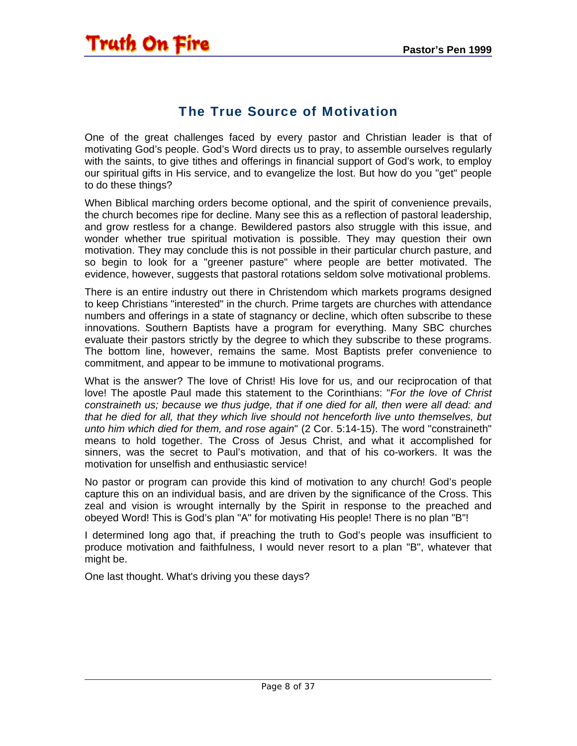## The True Source of Motivation

One of the great challenges faced by every pastor and Christian leader is that of motivating God's people. God's Word directs us to pray, to assemble ourselves regularly with the saints, to give tithes and offerings in financial support of God's work, to employ our spiritual gifts in His service, and to evangelize the lost. But how do you "get" people to do these things?

When Biblical marching orders become optional, and the spirit of convenience prevails, the church becomes ripe for decline. Many see this as a reflection of pastoral leadership, and grow restless for a change. Bewildered pastors also struggle with this issue, and wonder whether true spiritual motivation is possible. They may question their own motivation. They may conclude this is not possible in their particular church pasture, and so begin to look for a "greener pasture" where people are better motivated. The evidence, however, suggests that pastoral rotations seldom solve motivational problems.

There is an entire industry out there in Christendom which markets programs designed to keep Christians "interested" in the church. Prime targets are churches with attendance numbers and offerings in a state of stagnancy or decline, which often subscribe to these innovations. Southern Baptists have a program for everything. Many SBC churches evaluate their pastors strictly by the degree to which they subscribe to these programs. The bottom line, however, remains the same. Most Baptists prefer convenience to commitment, and appear to be immune to motivational programs.

What is the answer? The love of Christ! His love for us, and our reciprocation of that love! The apostle Paul made this statement to the Corinthians: "*For the love of Christ constraineth us; because we thus judge, that if one died for all, then were all dead: and that he died for all, that they which live should not henceforth live unto themselves, but unto him which died for them, and rose again*" (2 Cor. 5:14-15). The word "constraineth" means to hold together. The Cross of Jesus Christ, and what it accomplished for sinners, was the secret to Paul's motivation, and that of his co-workers. It was the motivation for unselfish and enthusiastic service!

No pastor or program can provide this kind of motivation to any church! God's people capture this on an individual basis, and are driven by the significance of the Cross. This zeal and vision is wrought internally by the Spirit in response to the preached and obeyed Word! This is God's plan "A" for motivating His people! There is no plan "B"!

I determined long ago that, if preaching the truth to God's people was insufficient to produce motivation and faithfulness, I would never resort to a plan "B", whatever that might be.

One last thought. What's driving you these days?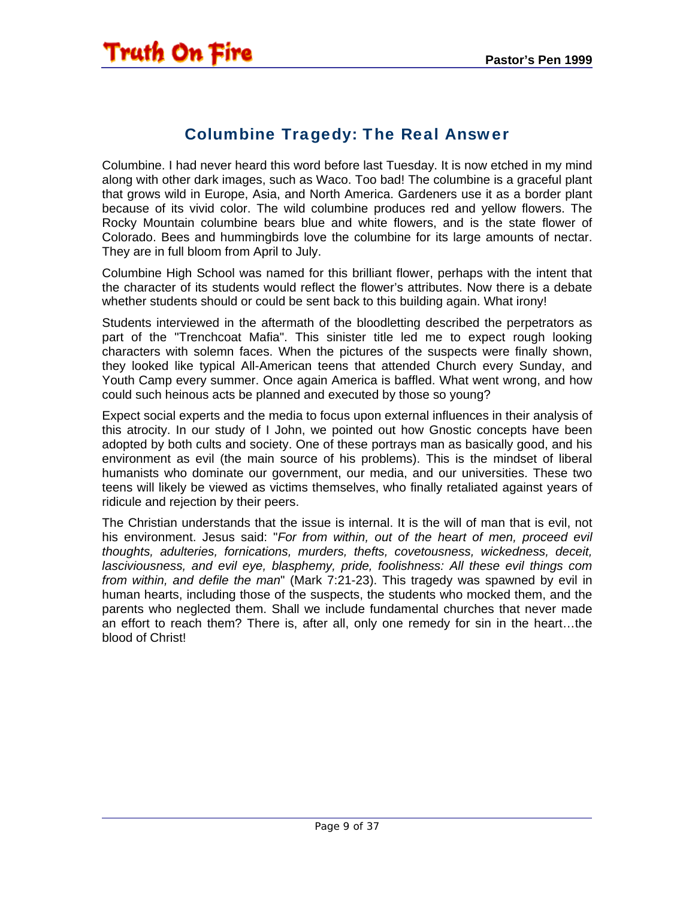## Columbine Tragedy: The Real Answer

Columbine. I had never heard this word before last Tuesday. It is now etched in my mind along with other dark images, such as Waco. Too bad! The columbine is a graceful plant that grows wild in Europe, Asia, and North America. Gardeners use it as a border plant because of its vivid color. The wild columbine produces red and yellow flowers. The Rocky Mountain columbine bears blue and white flowers, and is the state flower of Colorado. Bees and hummingbirds love the columbine for its large amounts of nectar. They are in full bloom from April to July.

Columbine High School was named for this brilliant flower, perhaps with the intent that the character of its students would reflect the flower's attributes. Now there is a debate whether students should or could be sent back to this building again. What irony!

Students interviewed in the aftermath of the bloodletting described the perpetrators as part of the "Trenchcoat Mafia". This sinister title led me to expect rough looking characters with solemn faces. When the pictures of the suspects were finally shown, they looked like typical All-American teens that attended Church every Sunday, and Youth Camp every summer. Once again America is baffled. What went wrong, and how could such heinous acts be planned and executed by those so young?

Expect social experts and the media to focus upon external influences in their analysis of this atrocity. In our study of I John, we pointed out how Gnostic concepts have been adopted by both cults and society. One of these portrays man as basically good, and his environment as evil (the main source of his problems). This is the mindset of liberal humanists who dominate our government, our media, and our universities. These two teens will likely be viewed as victims themselves, who finally retaliated against years of ridicule and rejection by their peers.

The Christian understands that the issue is internal. It is the will of man that is evil, not his environment. Jesus said: "*For from within, out of the heart of men, proceed evil thoughts, adulteries, fornications, murders, thefts, covetousness, wickedness, deceit, lasciviousness, and evil eye, blasphemy, pride, foolishness: All these evil things com from within, and defile the man*" (Mark 7:21-23). This tragedy was spawned by evil in human hearts, including those of the suspects, the students who mocked them, and the parents who neglected them. Shall we include fundamental churches that never made an effort to reach them? There is, after all, only one remedy for sin in the heart…the blood of Christ!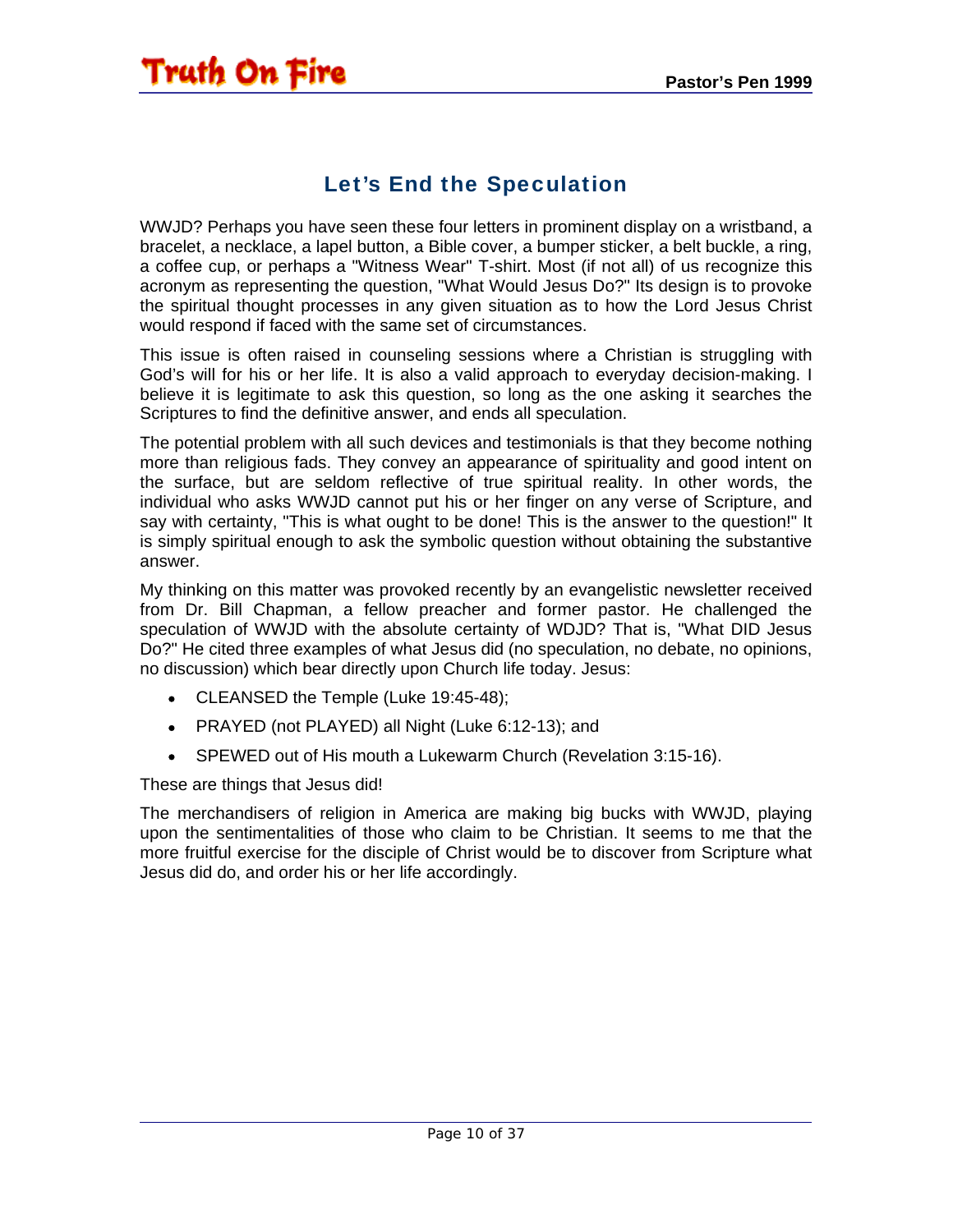## Let's End the Speculation

WWJD? Perhaps you have seen these four letters in prominent display on a wristband, a bracelet, a necklace, a lapel button, a Bible cover, a bumper sticker, a belt buckle, a ring, a coffee cup, or perhaps a "Witness Wear" T-shirt. Most (if not all) of us recognize this acronym as representing the question, "What Would Jesus Do?" Its design is to provoke the spiritual thought processes in any given situation as to how the Lord Jesus Christ would respond if faced with the same set of circumstances.

This issue is often raised in counseling sessions where a Christian is struggling with God's will for his or her life. It is also a valid approach to everyday decision-making. I believe it is legitimate to ask this question, so long as the one asking it searches the Scriptures to find the definitive answer, and ends all speculation.

The potential problem with all such devices and testimonials is that they become nothing more than religious fads. They convey an appearance of spirituality and good intent on the surface, but are seldom reflective of true spiritual reality. In other words, the individual who asks WWJD cannot put his or her finger on any verse of Scripture, and say with certainty, "This is what ought to be done! This is the answer to the question!" It is simply spiritual enough to ask the symbolic question without obtaining the substantive answer.

My thinking on this matter was provoked recently by an evangelistic newsletter received from Dr. Bill Chapman, a fellow preacher and former pastor. He challenged the speculation of WWJD with the absolute certainty of WDJD? That is, "What DID Jesus Do?" He cited three examples of what Jesus did (no speculation, no debate, no opinions, no discussion) which bear directly upon Church life today. Jesus:

- CLEANSED the Temple (Luke 19:45-48);
- PRAYED (not PLAYED) all Night (Luke 6:12-13); and
- SPEWED out of His mouth a Lukewarm Church (Revelation 3:15-16).

These are things that Jesus did!

The merchandisers of religion in America are making big bucks with WWJD, playing upon the sentimentalities of those who claim to be Christian. It seems to me that the more fruitful exercise for the disciple of Christ would be to discover from Scripture what Jesus did do, and order his or her life accordingly.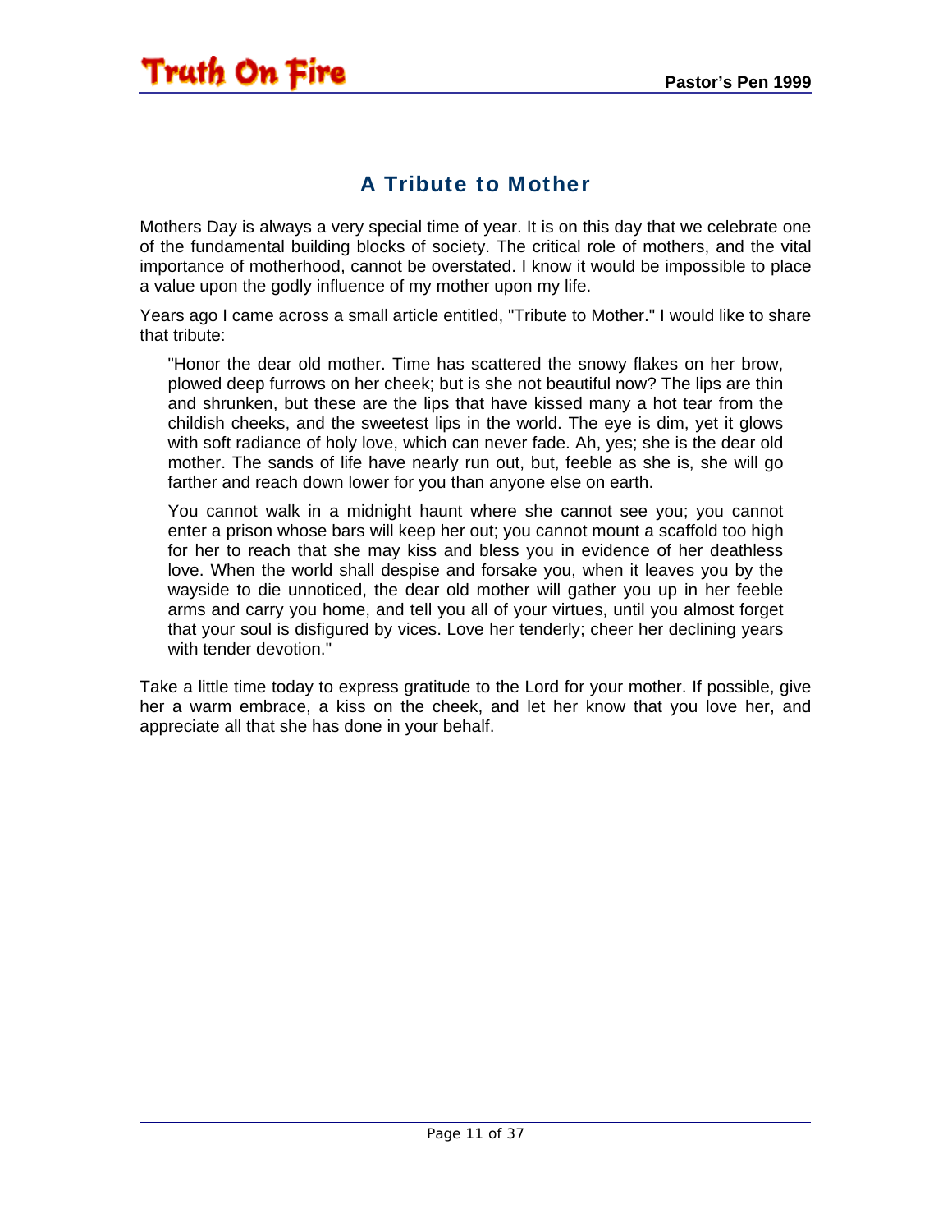# A Tribute to Mother

Mothers Day is always a very special time of year. It is on this day that we celebrate one of the fundamental building blocks of society. The critical role of mothers, and the vital importance of motherhood, cannot be overstated. I know it would be impossible to place a value upon the godly influence of my mother upon my life.

Years ago I came across a small article entitled, "Tribute to Mother." I would like to share that tribute:

> "Honor the dear old mother. Time has scattered the snowy flakes on her brow, plowed deep furrows on her cheek; but is she not beautiful now? The lips are thin and shrunken, but these are the lips that have kissed many a hot tear from the childish cheeks, and the sweetest lips in the world. The eye is dim, yet it glows with soft radiance of holy love, which can never fade. Ah, yes; she is the dear old mother. The sands of life have nearly run out, but, feeble as she is, she will go farther and reach down lower for you than anyone else on earth.
>
> You cannot walk in a midnight haunt where she cannot see you; you cannot enter a prison whose bars will keep her out; you cannot mount a scaffold too high for her to reach that she may kiss and bless you in evidence of her deathless love. When the world shall despise and forsake you, when it leaves you by the wayside to die unnoticed, the dear old mother will gather you up in her feeble arms and carry you home, and tell you all of your virtues, until you almost forget that your soul is disfigured by vices. Love her tenderly; cheer her declining years with tender devotion."

Take a little time today to express gratitude to the Lord for your mother. If possible, give her a warm embrace, a kiss on the cheek, and let her know that you love her, and appreciate all that she has done in your behalf.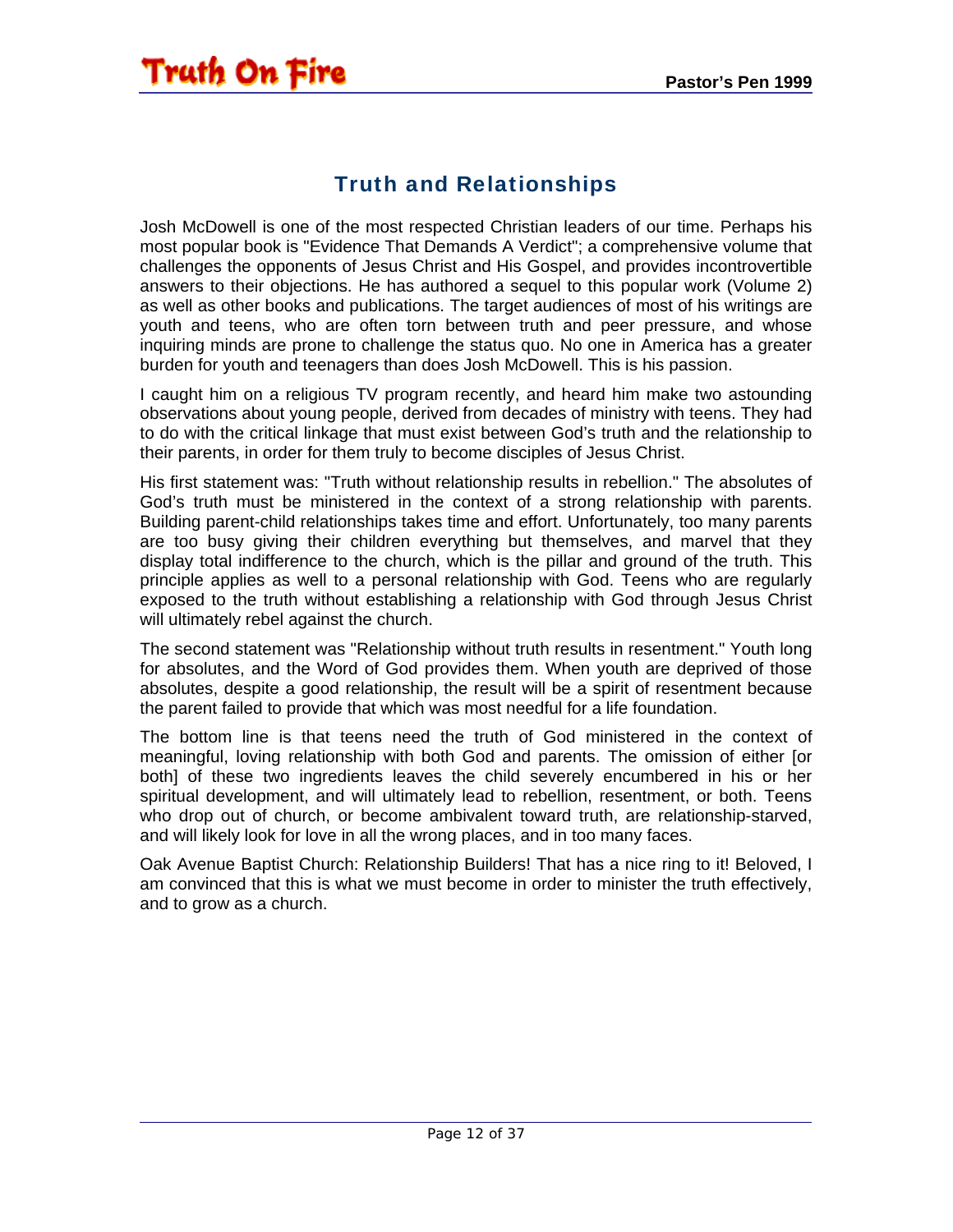## Truth and Relationships

Josh McDowell is one of the most respected Christian leaders of our time. Perhaps his most popular book is "Evidence That Demands A Verdict"; a comprehensive volume that challenges the opponents of Jesus Christ and His Gospel, and provides incontrovertible answers to their objections. He has authored a sequel to this popular work (Volume 2) as well as other books and publications. The target audiences of most of his writings are youth and teens, who are often torn between truth and peer pressure, and whose inquiring minds are prone to challenge the status quo. No one in America has a greater burden for youth and teenagers than does Josh McDowell. This is his passion.

I caught him on a religious TV program recently, and heard him make two astounding observations about young people, derived from decades of ministry with teens. They had to do with the critical linkage that must exist between God's truth and the relationship to their parents, in order for them truly to become disciples of Jesus Christ.

His first statement was: "Truth without relationship results in rebellion." The absolutes of God's truth must be ministered in the context of a strong relationship with parents. Building parent-child relationships takes time and effort. Unfortunately, too many parents are too busy giving their children everything but themselves, and marvel that they display total indifference to the church, which is the pillar and ground of the truth. This principle applies as well to a personal relationship with God. Teens who are regularly exposed to the truth without establishing a relationship with God through Jesus Christ will ultimately rebel against the church.

The second statement was "Relationship without truth results in resentment." Youth long for absolutes, and the Word of God provides them. When youth are deprived of those absolutes, despite a good relationship, the result will be a spirit of resentment because the parent failed to provide that which was most needful for a life foundation.

The bottom line is that teens need the truth of God ministered in the context of meaningful, loving relationship with both God and parents. The omission of either [or both] of these two ingredients leaves the child severely encumbered in his or her spiritual development, and will ultimately lead to rebellion, resentment, or both. Teens who drop out of church, or become ambivalent toward truth, are relationship-starved, and will likely look for love in all the wrong places, and in too many faces.

Oak Avenue Baptist Church: Relationship Builders! That has a nice ring to it! Beloved, I am convinced that this is what we must become in order to minister the truth effectively, and to grow as a church.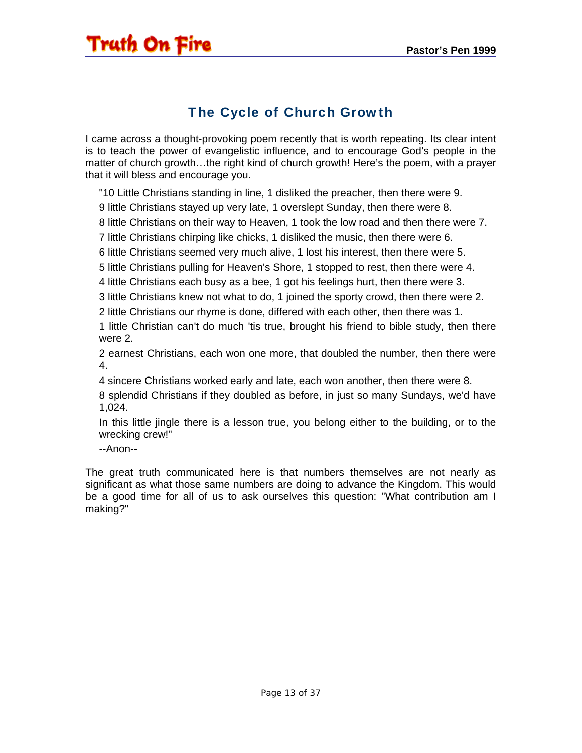## The Cycle of Church Growth

I came across a thought-provoking poem recently that is worth repeating. Its clear intent is to teach the power of evangelistic influence, and to encourage God's people in the matter of church growth…the right kind of church growth! Here's the poem, with a prayer that it will bless and encourage you.

> "10 Little Christians standing in line, 1 disliked the preacher, then there were 9.
>
> 9 little Christians stayed up very late, 1 overslept Sunday, then there were 8.
>
> 8 little Christians on their way to Heaven, 1 took the low road and then there were 7.
>
> 7 little Christians chirping like chicks, 1 disliked the music, then there were 6.
>
> 6 little Christians seemed very much alive, 1 lost his interest, then there were 5.
>
> 5 little Christians pulling for Heaven's Shore, 1 stopped to rest, then there were 4.
>
> 4 little Christians each busy as a bee, 1 got his feelings hurt, then there were 3.
>
> 3 little Christians knew not what to do, 1 joined the sporty crowd, then there were 2.
>
> 2 little Christians our rhyme is done, differed with each other, then there was 1.
>
> 1 little Christian can't do much 'tis true, brought his friend to bible study, then there were 2.
>
> 2 earnest Christians, each won one more, that doubled the number, then there were 4.
>
> 4 sincere Christians worked early and late, each won another, then there were 8.
>
> 8 splendid Christians if they doubled as before, in just so many Sundays, we'd have 1,024.
>
> In this little jingle there is a lesson true, you belong either to the building, or to the wrecking crew!"
>
> --Anon--

The great truth communicated here is that numbers themselves are not nearly as significant as what those same numbers are doing to advance the Kingdom. This would be a good time for all of us to ask ourselves this question: "What contribution am I making?"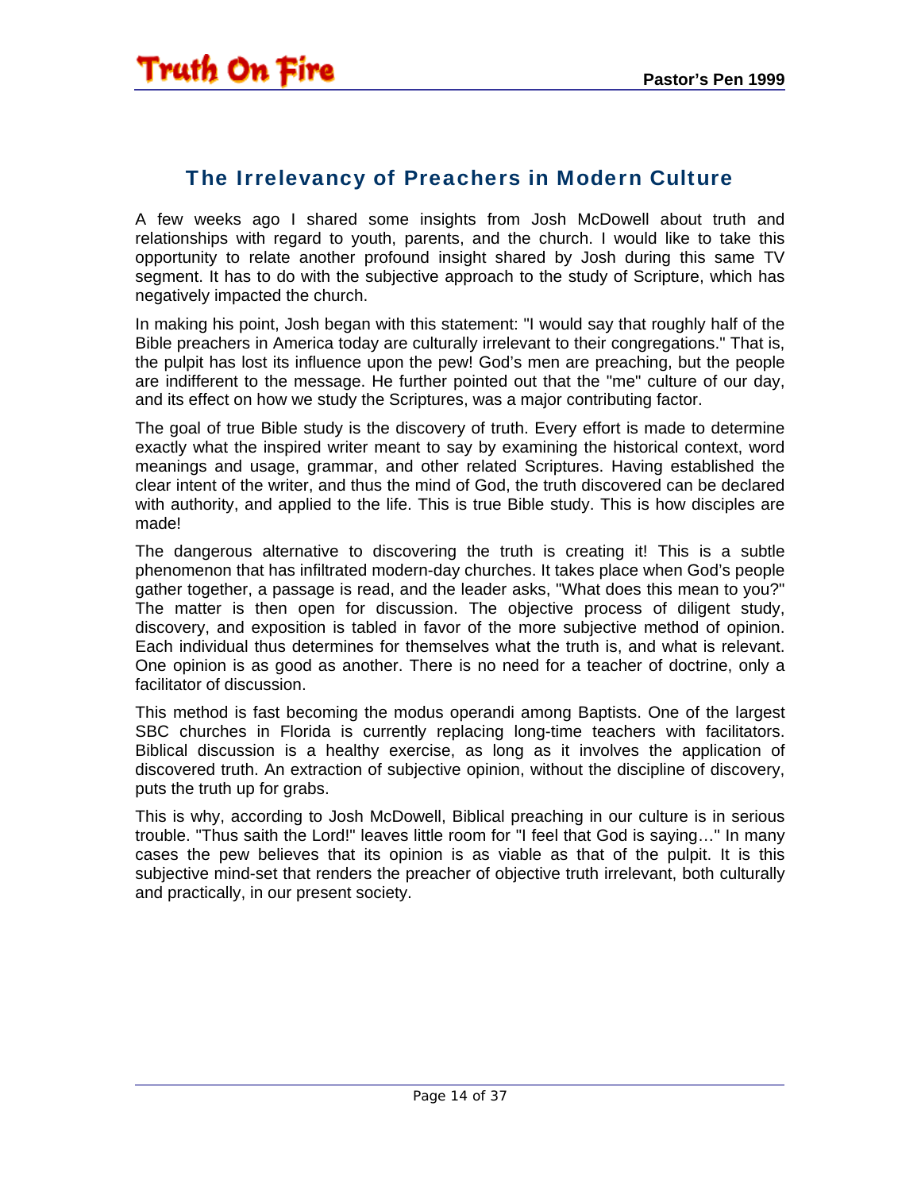## The Irrelevancy of Preachers in Modern Culture

A few weeks ago I shared some insights from Josh McDowell about truth and relationships with regard to youth, parents, and the church. I would like to take this opportunity to relate another profound insight shared by Josh during this same TV segment. It has to do with the subjective approach to the study of Scripture, which has negatively impacted the church.

In making his point, Josh began with this statement: "I would say that roughly half of the Bible preachers in America today are culturally irrelevant to their congregations." That is, the pulpit has lost its influence upon the pew! God's men are preaching, but the people are indifferent to the message. He further pointed out that the "me" culture of our day, and its effect on how we study the Scriptures, was a major contributing factor.

The goal of true Bible study is the discovery of truth. Every effort is made to determine exactly what the inspired writer meant to say by examining the historical context, word meanings and usage, grammar, and other related Scriptures. Having established the clear intent of the writer, and thus the mind of God, the truth discovered can be declared with authority, and applied to the life. This is true Bible study. This is how disciples are made!

The dangerous alternative to discovering the truth is creating it! This is a subtle phenomenon that has infiltrated modern-day churches. It takes place when God's people gather together, a passage is read, and the leader asks, "What does this mean to you?" The matter is then open for discussion. The objective process of diligent study, discovery, and exposition is tabled in favor of the more subjective method of opinion. Each individual thus determines for themselves what the truth is, and what is relevant. One opinion is as good as another. There is no need for a teacher of doctrine, only a facilitator of discussion.

This method is fast becoming the modus operandi among Baptists. One of the largest SBC churches in Florida is currently replacing long-time teachers with facilitators. Biblical discussion is a healthy exercise, as long as it involves the application of discovered truth. An extraction of subjective opinion, without the discipline of discovery, puts the truth up for grabs.

This is why, according to Josh McDowell, Biblical preaching in our culture is in serious trouble. "Thus saith the Lord!" leaves little room for "I feel that God is saying…" In many cases the pew believes that its opinion is as viable as that of the pulpit. It is this subjective mind-set that renders the preacher of objective truth irrelevant, both culturally and practically, in our present society.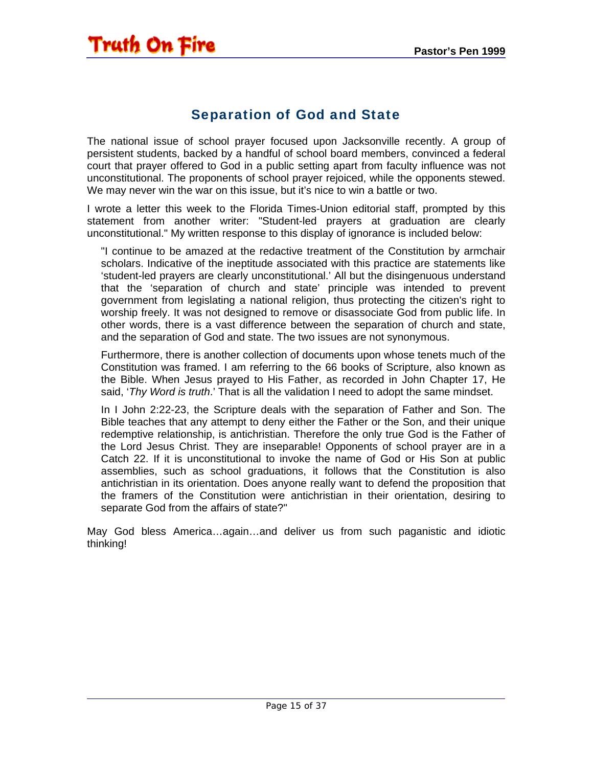## Separation of God and State

The national issue of school prayer focused upon Jacksonville recently. A group of persistent students, backed by a handful of school board members, convinced a federal court that prayer offered to God in a public setting apart from faculty influence was not unconstitutional. The proponents of school prayer rejoiced, while the opponents stewed. We may never win the war on this issue, but it's nice to win a battle or two.

I wrote a letter this week to the Florida Times-Union editorial staff, prompted by this statement from another writer: "Student-led prayers at graduation are clearly unconstitutional." My written response to this display of ignorance is included below:

> "I continue to be amazed at the redactive treatment of the Constitution by armchair scholars. Indicative of the ineptitude associated with this practice are statements like 'student-led prayers are clearly unconstitutional.' All but the disingenuous understand that the 'separation of church and state' principle was intended to prevent government from legislating a national religion, thus protecting the citizen's right to worship freely. It was not designed to remove or disassociate God from public life. In other words, there is a vast difference between the separation of church and state, and the separation of God and state. The two issues are not synonymous.
>
> Furthermore, there is another collection of documents upon whose tenets much of the Constitution was framed. I am referring to the 66 books of Scripture, also known as the Bible. When Jesus prayed to His Father, as recorded in John Chapter 17, He said, '*Thy Word is truth*.' That is all the validation I need to adopt the same mindset.
>
> In I John 2:22-23, the Scripture deals with the separation of Father and Son. The Bible teaches that any attempt to deny either the Father or the Son, and their unique redemptive relationship, is antichristian. Therefore the only true God is the Father of the Lord Jesus Christ. They are inseparable! Opponents of school prayer are in a Catch 22. If it is unconstitutional to invoke the name of God or His Son at public assemblies, such as school graduations, it follows that the Constitution is also antichristian in its orientation. Does anyone really want to defend the proposition that the framers of the Constitution were antichristian in their orientation, desiring to separate God from the affairs of state?"

May God bless America…again…and deliver us from such paganistic and idiotic thinking!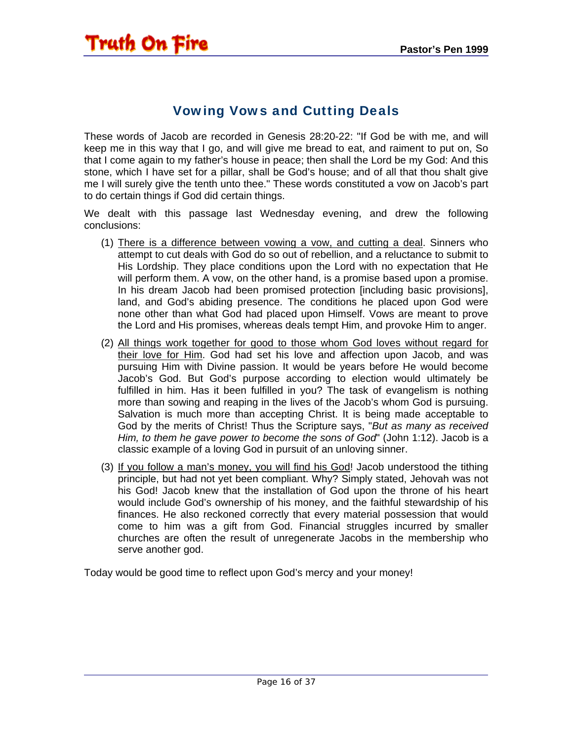## Vowing Vows and Cutting Deals

These words of Jacob are recorded in Genesis 28:20-22: "If God be with me, and will keep me in this way that I go, and will give me bread to eat, and raiment to put on, So that I come again to my father's house in peace; then shall the Lord be my God: And this stone, which I have set for a pillar, shall be God's house; and of all that thou shalt give me I will surely give the tenth unto thee." These words constituted a vow on Jacob's part to do certain things if God did certain things.

We dealt with this passage last Wednesday evening, and drew the following conclusions:

(1) <u>There is a difference between vowing a vow, and cutting a deal</u>. Sinners who attempt to cut deals with God do so out of rebellion, and a reluctance to submit to His Lordship. They place conditions upon the Lord with no expectation that He will perform them. A vow, on the other hand, is a promise based upon a promise. In his dream Jacob had been promised protection [including basic provisions], land, and God's abiding presence. The conditions he placed upon God were none other than what God had placed upon Himself. Vows are meant to prove the Lord and His promises, whereas deals tempt Him, and provoke Him to anger.

(2) <u>All things work together for good to those whom God loves without regard for their love for Him</u>. God had set his love and affection upon Jacob, and was pursuing Him with Divine passion. It would be years before He would become Jacob's God. But God's purpose according to election would ultimately be fulfilled in him. Has it been fulfilled in you? The task of evangelism is nothing more than sowing and reaping in the lives of the Jacob's whom God is pursuing. Salvation is much more than accepting Christ. It is being made acceptable to God by the merits of Christ! Thus the Scripture says, "*But as many as received Him, to them he gave power to become the sons of God*" (John 1:12). Jacob is a classic example of a loving God in pursuit of an unloving sinner.

(3) <u>If you follow a man's money, you will find his God</u>! Jacob understood the tithing principle, but had not yet been compliant. Why? Simply stated, Jehovah was not his God! Jacob knew that the installation of God upon the throne of his heart would include God's ownership of his money, and the faithful stewardship of his finances. He also reckoned correctly that every material possession that would come to him was a gift from God. Financial struggles incurred by smaller churches are often the result of unregenerate Jacobs in the membership who serve another god.

Today would be good time to reflect upon God's mercy and your money!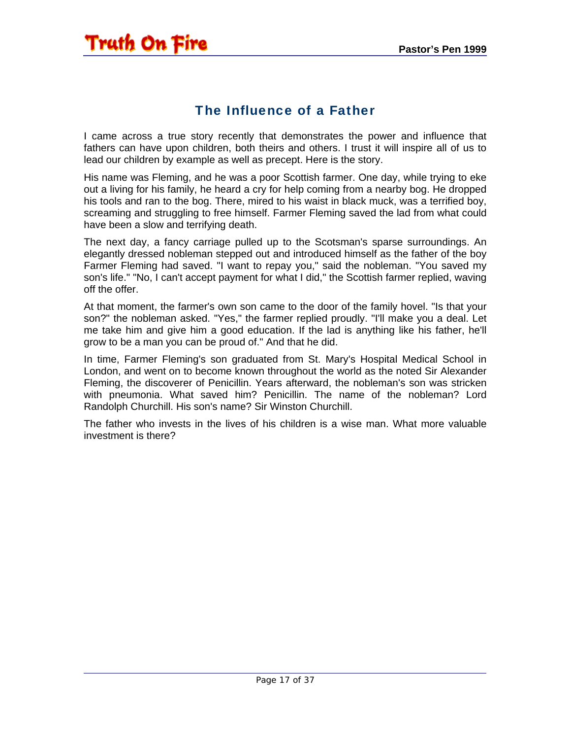## The Influence of a Father

I came across a true story recently that demonstrates the power and influence that fathers can have upon children, both theirs and others. I trust it will inspire all of us to lead our children by example as well as precept. Here is the story.

His name was Fleming, and he was a poor Scottish farmer. One day, while trying to eke out a living for his family, he heard a cry for help coming from a nearby bog. He dropped his tools and ran to the bog. There, mired to his waist in black muck, was a terrified boy, screaming and struggling to free himself. Farmer Fleming saved the lad from what could have been a slow and terrifying death.

The next day, a fancy carriage pulled up to the Scotsman's sparse surroundings. An elegantly dressed nobleman stepped out and introduced himself as the father of the boy Farmer Fleming had saved. "I want to repay you," said the nobleman. "You saved my son's life." "No, I can't accept payment for what I did," the Scottish farmer replied, waving off the offer.

At that moment, the farmer's own son came to the door of the family hovel. "Is that your son?" the nobleman asked. "Yes," the farmer replied proudly. "I'll make you a deal. Let me take him and give him a good education. If the lad is anything like his father, he'll grow to be a man you can be proud of." And that he did.

In time, Farmer Fleming's son graduated from St. Mary's Hospital Medical School in London, and went on to become known throughout the world as the noted Sir Alexander Fleming, the discoverer of Penicillin. Years afterward, the nobleman's son was stricken with pneumonia. What saved him? Penicillin. The name of the nobleman? Lord Randolph Churchill. His son's name? Sir Winston Churchill.

The father who invests in the lives of his children is a wise man. What more valuable investment is there?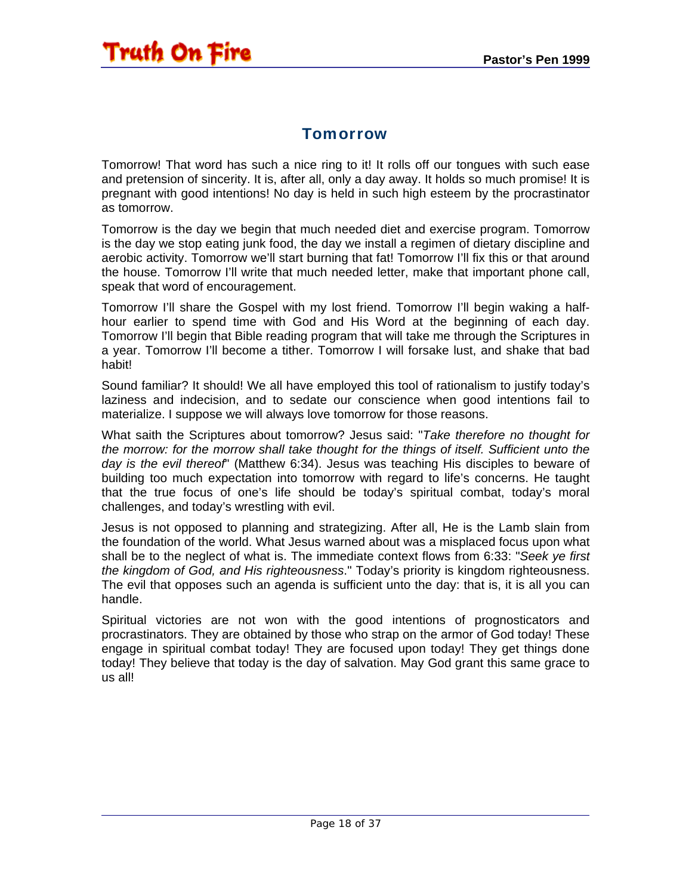## Tomorrow

Tomorrow! That word has such a nice ring to it! It rolls off our tongues with such ease and pretension of sincerity. It is, after all, only a day away. It holds so much promise! It is pregnant with good intentions! No day is held in such high esteem by the procrastinator as tomorrow.

Tomorrow is the day we begin that much needed diet and exercise program. Tomorrow is the day we stop eating junk food, the day we install a regimen of dietary discipline and aerobic activity. Tomorrow we'll start burning that fat! Tomorrow I'll fix this or that around the house. Tomorrow I'll write that much needed letter, make that important phone call, speak that word of encouragement.

Tomorrow I'll share the Gospel with my lost friend. Tomorrow I'll begin waking a half-hour earlier to spend time with God and His Word at the beginning of each day. Tomorrow I'll begin that Bible reading program that will take me through the Scriptures in a year. Tomorrow I'll become a tither. Tomorrow I will forsake lust, and shake that bad habit!

Sound familiar? It should! We all have employed this tool of rationalism to justify today's laziness and indecision, and to sedate our conscience when good intentions fail to materialize. I suppose we will always love tomorrow for those reasons.

What saith the Scriptures about tomorrow? Jesus said: "*Take therefore no thought for the morrow: for the morrow shall take thought for the things of itself. Sufficient unto the day is the evil thereof*" (Matthew 6:34). Jesus was teaching His disciples to beware of building too much expectation into tomorrow with regard to life's concerns. He taught that the true focus of one's life should be today's spiritual combat, today's moral challenges, and today's wrestling with evil.

Jesus is not opposed to planning and strategizing. After all, He is the Lamb slain from the foundation of the world. What Jesus warned about was a misplaced focus upon what shall be to the neglect of what is. The immediate context flows from 6:33: "*Seek ye first the kingdom of God, and His righteousness*." Today's priority is kingdom righteousness. The evil that opposes such an agenda is sufficient unto the day: that is, it is all you can handle.

Spiritual victories are not won with the good intentions of prognosticators and procrastinators. They are obtained by those who strap on the armor of God today! These engage in spiritual combat today! They are focused upon today! They get things done today! They believe that today is the day of salvation. May God grant this same grace to us all!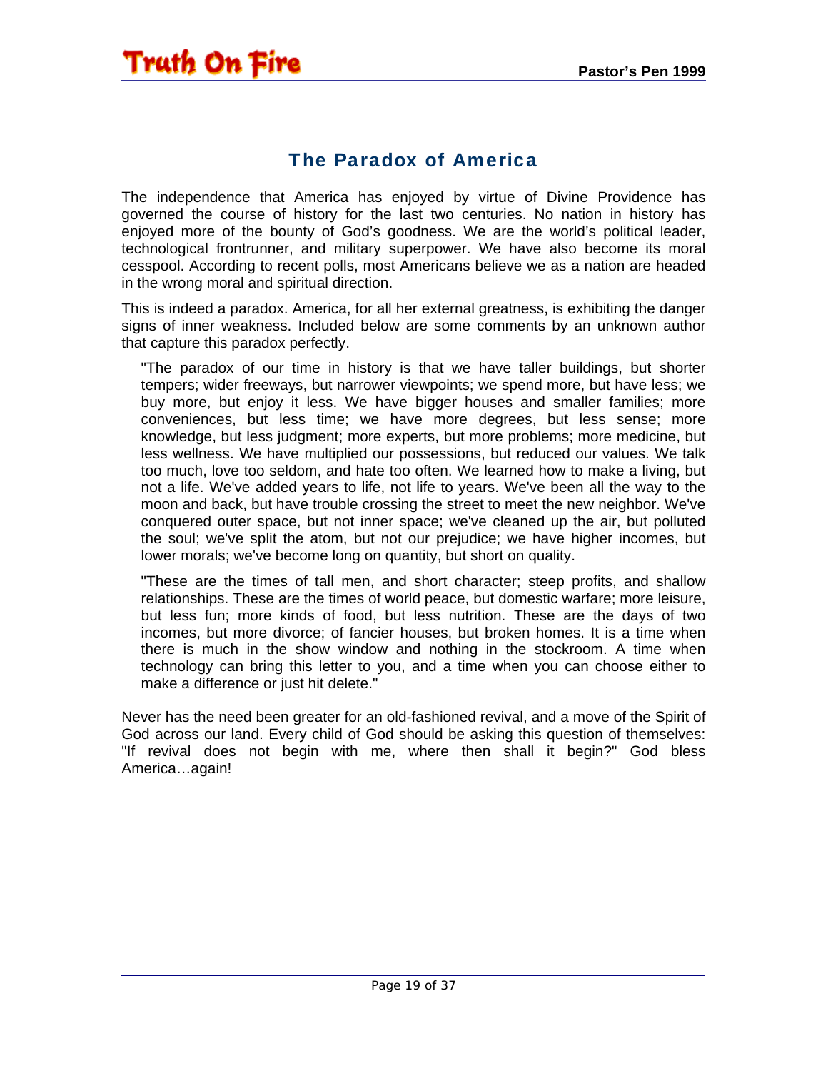## The Paradox of America

The independence that America has enjoyed by virtue of Divine Providence has governed the course of history for the last two centuries. No nation in history has enjoyed more of the bounty of God's goodness. We are the world's political leader, technological frontrunner, and military superpower. We have also become its moral cesspool. According to recent polls, most Americans believe we as a nation are headed in the wrong moral and spiritual direction.

This is indeed a paradox. America, for all her external greatness, is exhibiting the danger signs of inner weakness. Included below are some comments by an unknown author that capture this paradox perfectly.

> "The paradox of our time in history is that we have taller buildings, but shorter tempers; wider freeways, but narrower viewpoints; we spend more, but have less; we buy more, but enjoy it less. We have bigger houses and smaller families; more conveniences, but less time; we have more degrees, but less sense; more knowledge, but less judgment; more experts, but more problems; more medicine, but less wellness. We have multiplied our possessions, but reduced our values. We talk too much, love too seldom, and hate too often. We learned how to make a living, but not a life. We've added years to life, not life to years. We've been all the way to the moon and back, but have trouble crossing the street to meet the new neighbor. We've conquered outer space, but not inner space; we've cleaned up the air, but polluted the soul; we've split the atom, but not our prejudice; we have higher incomes, but lower morals; we've become long on quantity, but short on quality.
>
> "These are the times of tall men, and short character; steep profits, and shallow relationships. These are the times of world peace, but domestic warfare; more leisure, but less fun; more kinds of food, but less nutrition. These are the days of two incomes, but more divorce; of fancier houses, but broken homes. It is a time when there is much in the show window and nothing in the stockroom. A time when technology can bring this letter to you, and a time when you can choose either to make a difference or just hit delete."

Never has the need been greater for an old-fashioned revival, and a move of the Spirit of God across our land. Every child of God should be asking this question of themselves: "If revival does not begin with me, where then shall it begin?" God bless America…again!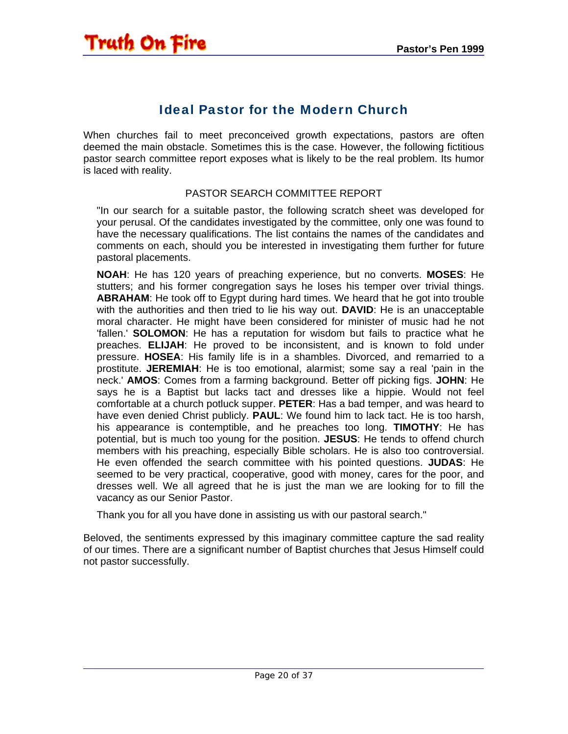## Ideal Pastor for the Modern Church

When churches fail to meet preconceived growth expectations, pastors are often deemed the main obstacle. Sometimes this is the case. However, the following fictitious pastor search committee report exposes what is likely to be the real problem. Its humor is laced with reality.

PASTOR SEARCH COMMITTEE REPORT

> "In our search for a suitable pastor, the following scratch sheet was developed for your perusal. Of the candidates investigated by the committee, only one was found to have the necessary qualifications. The list contains the names of the candidates and comments on each, should you be interested in investigating them further for future pastoral placements.
>
> **NOAH**: He has 120 years of preaching experience, but no converts. **MOSES**: He stutters; and his former congregation says he loses his temper over trivial things. **ABRAHAM**: He took off to Egypt during hard times. We heard that he got into trouble with the authorities and then tried to lie his way out. **DAVID**: He is an unacceptable moral character. He might have been considered for minister of music had he not 'fallen.' **SOLOMON**: He has a reputation for wisdom but fails to practice what he preaches. **ELIJAH**: He proved to be inconsistent, and is known to fold under pressure. **HOSEA**: His family life is in a shambles. Divorced, and remarried to a prostitute. **JEREMIAH**: He is too emotional, alarmist; some say a real 'pain in the neck.' **AMOS**: Comes from a farming background. Better off picking figs. **JOHN**: He says he is a Baptist but lacks tact and dresses like a hippie. Would not feel comfortable at a church potluck supper. **PETER**: Has a bad temper, and was heard to have even denied Christ publicly. **PAUL**: We found him to lack tact. He is too harsh, his appearance is contemptible, and he preaches too long. **TIMOTHY**: He has potential, but is much too young for the position. **JESUS**: He tends to offend church members with his preaching, especially Bible scholars. He is also too controversial. He even offended the search committee with his pointed questions. **JUDAS**: He seemed to be very practical, cooperative, good with money, cares for the poor, and dresses well. We all agreed that he is just the man we are looking for to fill the vacancy as our Senior Pastor.
>
> Thank you for all you have done in assisting us with our pastoral search."

Beloved, the sentiments expressed by this imaginary committee capture the sad reality of our times. There are a significant number of Baptist churches that Jesus Himself could not pastor successfully.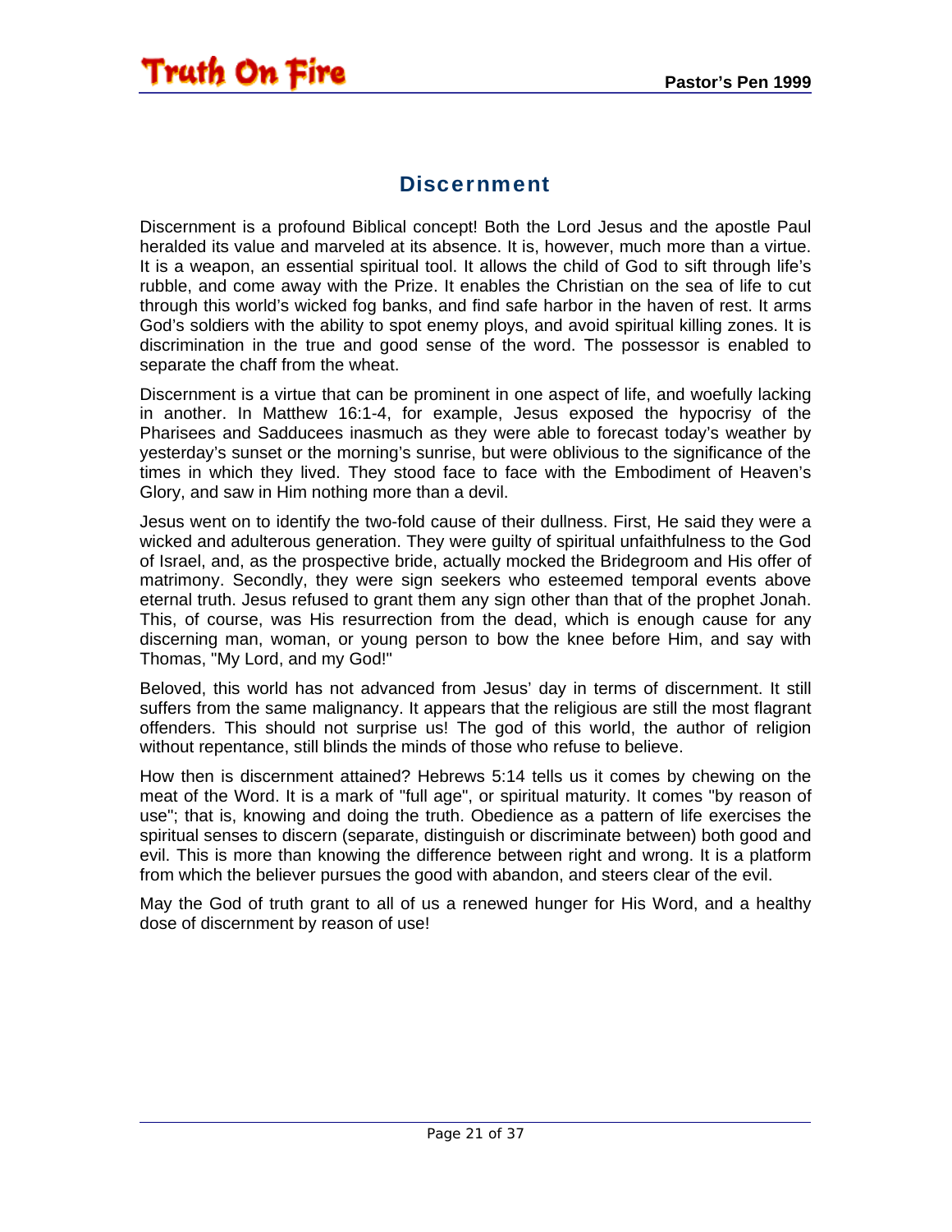# Discernment

Discernment is a profound Biblical concept! Both the Lord Jesus and the apostle Paul heralded its value and marveled at its absence. It is, however, much more than a virtue. It is a weapon, an essential spiritual tool. It allows the child of God to sift through life's rubble, and come away with the Prize. It enables the Christian on the sea of life to cut through this world's wicked fog banks, and find safe harbor in the haven of rest. It arms God's soldiers with the ability to spot enemy ploys, and avoid spiritual killing zones. It is discrimination in the true and good sense of the word. The possessor is enabled to separate the chaff from the wheat.

Discernment is a virtue that can be prominent in one aspect of life, and woefully lacking in another. In Matthew 16:1-4, for example, Jesus exposed the hypocrisy of the Pharisees and Sadducees inasmuch as they were able to forecast today's weather by yesterday's sunset or the morning's sunrise, but were oblivious to the significance of the times in which they lived. They stood face to face with the Embodiment of Heaven's Glory, and saw in Him nothing more than a devil.

Jesus went on to identify the two-fold cause of their dullness. First, He said they were a wicked and adulterous generation. They were guilty of spiritual unfaithfulness to the God of Israel, and, as the prospective bride, actually mocked the Bridegroom and His offer of matrimony. Secondly, they were sign seekers who esteemed temporal events above eternal truth. Jesus refused to grant them any sign other than that of the prophet Jonah. This, of course, was His resurrection from the dead, which is enough cause for any discerning man, woman, or young person to bow the knee before Him, and say with Thomas, "My Lord, and my God!"

Beloved, this world has not advanced from Jesus' day in terms of discernment. It still suffers from the same malignancy. It appears that the religious are still the most flagrant offenders. This should not surprise us! The god of this world, the author of religion without repentance, still blinds the minds of those who refuse to believe.

How then is discernment attained? Hebrews 5:14 tells us it comes by chewing on the meat of the Word. It is a mark of "full age", or spiritual maturity. It comes "by reason of use"; that is, knowing and doing the truth. Obedience as a pattern of life exercises the spiritual senses to discern (separate, distinguish or discriminate between) both good and evil. This is more than knowing the difference between right and wrong. It is a platform from which the believer pursues the good with abandon, and steers clear of the evil.

May the God of truth grant to all of us a renewed hunger for His Word, and a healthy dose of discernment by reason of use!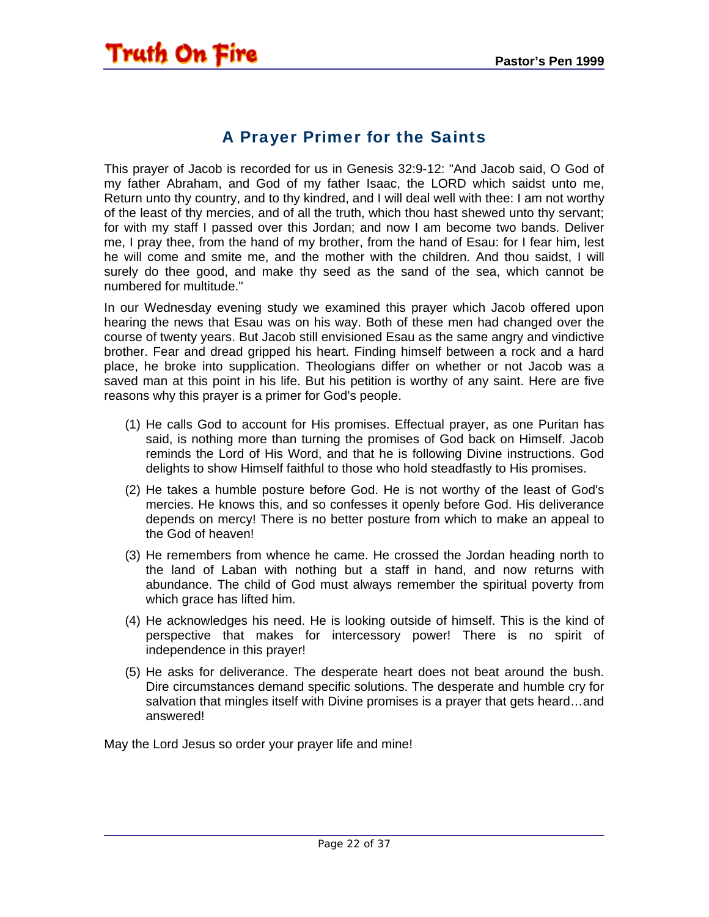## A Prayer Primer for the Saints

This prayer of Jacob is recorded for us in Genesis 32:9-12: "And Jacob said, O God of my father Abraham, and God of my father Isaac, the LORD which saidst unto me, Return unto thy country, and to thy kindred, and I will deal well with thee: I am not worthy of the least of thy mercies, and of all the truth, which thou hast shewed unto thy servant; for with my staff I passed over this Jordan; and now I am become two bands. Deliver me, I pray thee, from the hand of my brother, from the hand of Esau: for I fear him, lest he will come and smite me, and the mother with the children. And thou saidst, I will surely do thee good, and make thy seed as the sand of the sea, which cannot be numbered for multitude."

In our Wednesday evening study we examined this prayer which Jacob offered upon hearing the news that Esau was on his way. Both of these men had changed over the course of twenty years. But Jacob still envisioned Esau as the same angry and vindictive brother. Fear and dread gripped his heart. Finding himself between a rock and a hard place, he broke into supplication. Theologians differ on whether or not Jacob was a saved man at this point in his life. But his petition is worthy of any saint. Here are five reasons why this prayer is a primer for God's people.

1. He calls God to account for His promises. Effectual prayer, as one Puritan has said, is nothing more than turning the promises of God back on Himself. Jacob reminds the Lord of His Word, and that he is following Divine instructions. God delights to show Himself faithful to those who hold steadfastly to His promises.
2. He takes a humble posture before God. He is not worthy of the least of God's mercies. He knows this, and so confesses it openly before God. His deliverance depends on mercy! There is no better posture from which to make an appeal to the God of heaven!
3. He remembers from whence he came. He crossed the Jordan heading north to the land of Laban with nothing but a staff in hand, and now returns with abundance. The child of God must always remember the spiritual poverty from which grace has lifted him.
4. He acknowledges his need. He is looking outside of himself. This is the kind of perspective that makes for intercessory power! There is no spirit of independence in this prayer!
5. He asks for deliverance. The desperate heart does not beat around the bush. Dire circumstances demand specific solutions. The desperate and humble cry for salvation that mingles itself with Divine promises is a prayer that gets heard…and answered!

May the Lord Jesus so order your prayer life and mine!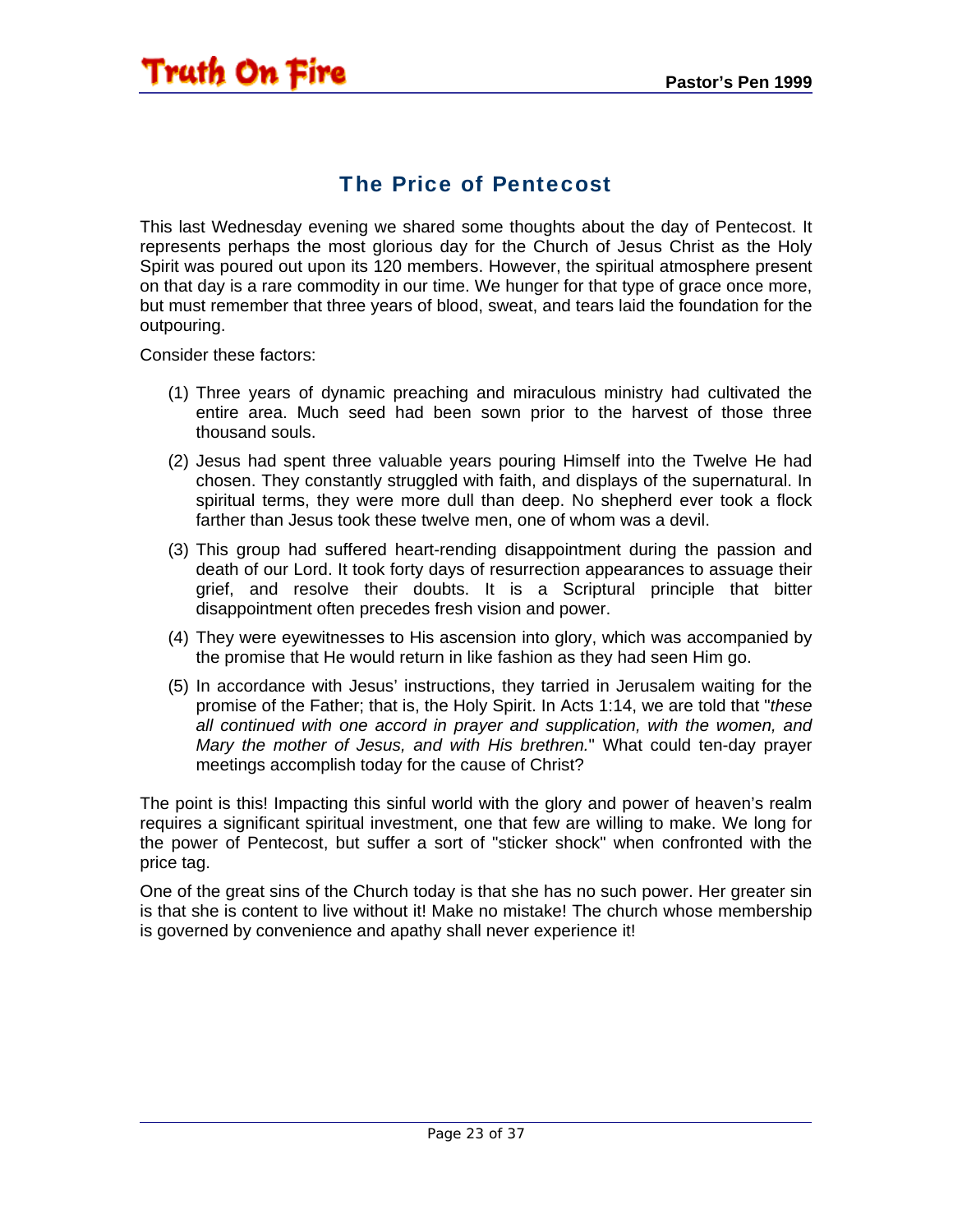## The Price of Pentecost

This last Wednesday evening we shared some thoughts about the day of Pentecost. It represents perhaps the most glorious day for the Church of Jesus Christ as the Holy Spirit was poured out upon its 120 members. However, the spiritual atmosphere present on that day is a rare commodity in our time. We hunger for that type of grace once more, but must remember that three years of blood, sweat, and tears laid the foundation for the outpouring.

Consider these factors:

(1) Three years of dynamic preaching and miraculous ministry had cultivated the entire area. Much seed had been sown prior to the harvest of those three thousand souls.

(2) Jesus had spent three valuable years pouring Himself into the Twelve He had chosen. They constantly struggled with faith, and displays of the supernatural. In spiritual terms, they were more dull than deep. No shepherd ever took a flock farther than Jesus took these twelve men, one of whom was a devil.

(3) This group had suffered heart-rending disappointment during the passion and death of our Lord. It took forty days of resurrection appearances to assuage their grief, and resolve their doubts. It is a Scriptural principle that bitter disappointment often precedes fresh vision and power.

(4) They were eyewitnesses to His ascension into glory, which was accompanied by the promise that He would return in like fashion as they had seen Him go.

(5) In accordance with Jesus' instructions, they tarried in Jerusalem waiting for the promise of the Father; that is, the Holy Spirit. In Acts 1:14, we are told that "*these all continued with one accord in prayer and supplication, with the women, and Mary the mother of Jesus, and with His brethren.*" What could ten-day prayer meetings accomplish today for the cause of Christ?

The point is this! Impacting this sinful world with the glory and power of heaven's realm requires a significant spiritual investment, one that few are willing to make. We long for the power of Pentecost, but suffer a sort of "sticker shock" when confronted with the price tag.

One of the great sins of the Church today is that she has no such power. Her greater sin is that she is content to live without it! Make no mistake! The church whose membership is governed by convenience and apathy shall never experience it!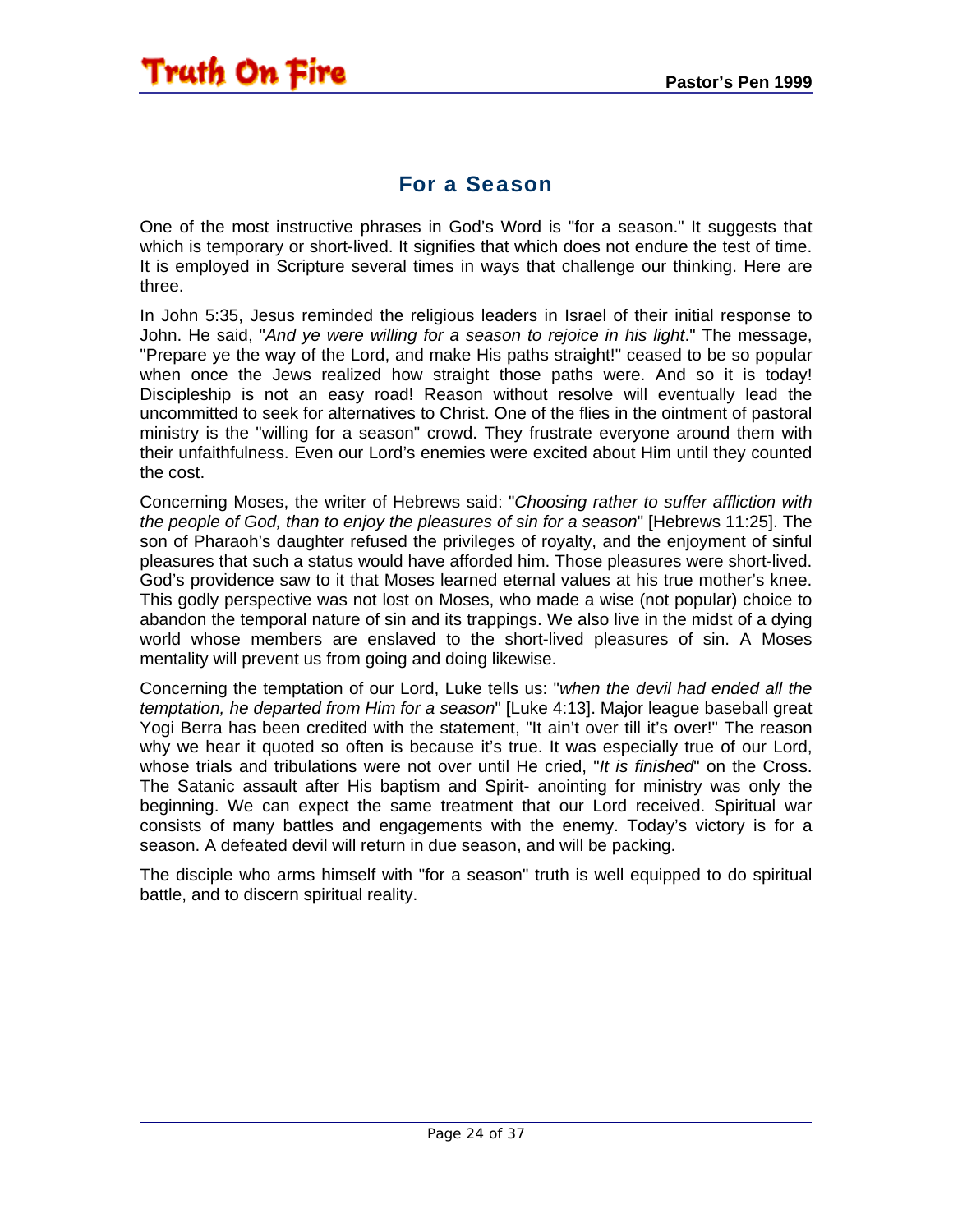## For a Season

One of the most instructive phrases in God's Word is "for a season." It suggests that which is temporary or short-lived. It signifies that which does not endure the test of time. It is employed in Scripture several times in ways that challenge our thinking. Here are three.

In John 5:35, Jesus reminded the religious leaders in Israel of their initial response to John. He said, "*And ye were willing for a season to rejoice in his light*." The message, "Prepare ye the way of the Lord, and make His paths straight!" ceased to be so popular when once the Jews realized how straight those paths were. And so it is today! Discipleship is not an easy road! Reason without resolve will eventually lead the uncommitted to seek for alternatives to Christ. One of the flies in the ointment of pastoral ministry is the "willing for a season" crowd. They frustrate everyone around them with their unfaithfulness. Even our Lord's enemies were excited about Him until they counted the cost.

Concerning Moses, the writer of Hebrews said: "*Choosing rather to suffer affliction with the people of God, than to enjoy the pleasures of sin for a season*" [Hebrews 11:25]. The son of Pharaoh's daughter refused the privileges of royalty, and the enjoyment of sinful pleasures that such a status would have afforded him. Those pleasures were short-lived. God's providence saw to it that Moses learned eternal values at his true mother's knee. This godly perspective was not lost on Moses, who made a wise (not popular) choice to abandon the temporal nature of sin and its trappings. We also live in the midst of a dying world whose members are enslaved to the short-lived pleasures of sin. A Moses mentality will prevent us from going and doing likewise.

Concerning the temptation of our Lord, Luke tells us: "*when the devil had ended all the temptation, he departed from Him for a season*" [Luke 4:13]. Major league baseball great Yogi Berra has been credited with the statement, "It ain't over till it's over!" The reason why we hear it quoted so often is because it's true. It was especially true of our Lord, whose trials and tribulations were not over until He cried, "*It is finished*" on the Cross. The Satanic assault after His baptism and Spirit- anointing for ministry was only the beginning. We can expect the same treatment that our Lord received. Spiritual war consists of many battles and engagements with the enemy. Today's victory is for a season. A defeated devil will return in due season, and will be packing.

The disciple who arms himself with "for a season" truth is well equipped to do spiritual battle, and to discern spiritual reality.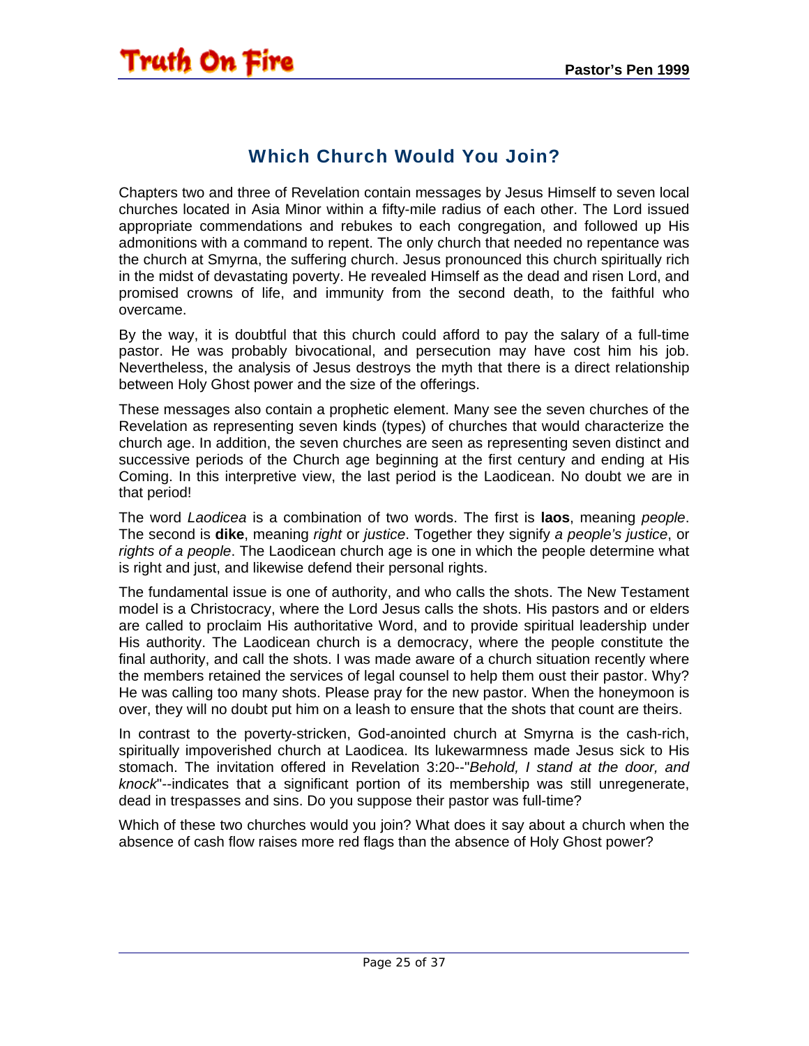## Which Church Would You Join?

Chapters two and three of Revelation contain messages by Jesus Himself to seven local churches located in Asia Minor within a fifty-mile radius of each other. The Lord issued appropriate commendations and rebukes to each congregation, and followed up His admonitions with a command to repent. The only church that needed no repentance was the church at Smyrna, the suffering church. Jesus pronounced this church spiritually rich in the midst of devastating poverty. He revealed Himself as the dead and risen Lord, and promised crowns of life, and immunity from the second death, to the faithful who overcame.

By the way, it is doubtful that this church could afford to pay the salary of a full-time pastor. He was probably bivocational, and persecution may have cost him his job. Nevertheless, the analysis of Jesus destroys the myth that there is a direct relationship between Holy Ghost power and the size of the offerings.

These messages also contain a prophetic element. Many see the seven churches of the Revelation as representing seven kinds (types) of churches that would characterize the church age. In addition, the seven churches are seen as representing seven distinct and successive periods of the Church age beginning at the first century and ending at His Coming. In this interpretive view, the last period is the Laodicean. No doubt we are in that period!

The word *Laodicea* is a combination of two words. The first is **laos**, meaning *people*. The second is **dike**, meaning *right* or *justice*. Together they signify *a people's justice*, or *rights of a people*. The Laodicean church age is one in which the people determine what is right and just, and likewise defend their personal rights.

The fundamental issue is one of authority, and who calls the shots. The New Testament model is a Christocracy, where the Lord Jesus calls the shots. His pastors and or elders are called to proclaim His authoritative Word, and to provide spiritual leadership under His authority. The Laodicean church is a democracy, where the people constitute the final authority, and call the shots. I was made aware of a church situation recently where the members retained the services of legal counsel to help them oust their pastor. Why? He was calling too many shots. Please pray for the new pastor. When the honeymoon is over, they will no doubt put him on a leash to ensure that the shots that count are theirs.

In contrast to the poverty-stricken, God-anointed church at Smyrna is the cash-rich, spiritually impoverished church at Laodicea. Its lukewarmness made Jesus sick to His stomach. The invitation offered in Revelation 3:20--"*Behold, I stand at the door, and knock*"--indicates that a significant portion of its membership was still unregenerate, dead in trespasses and sins. Do you suppose their pastor was full-time?

Which of these two churches would you join? What does it say about a church when the absence of cash flow raises more red flags than the absence of Holy Ghost power?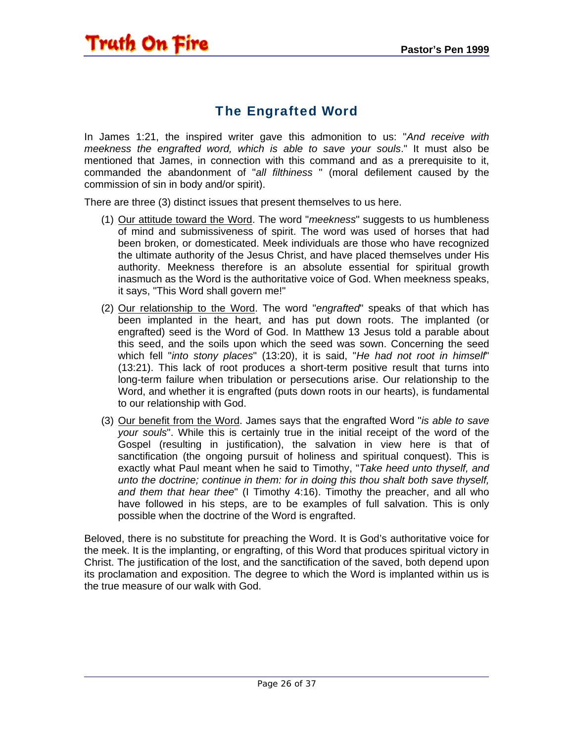## The Engrafted Word

In James 1:21, the inspired writer gave this admonition to us: "*And receive with meekness the engrafted word, which is able to save your souls*." It must also be mentioned that James, in connection with this command and as a prerequisite to it, commanded the abandonment of "*all filthiness* " (moral defilement caused by the commission of sin in body and/or spirit).

There are three (3) distinct issues that present themselves to us here.

(1) Our attitude toward the Word. The word "*meekness*" suggests to us humbleness of mind and submissiveness of spirit. The word was used of horses that had been broken, or domesticated. Meek individuals are those who have recognized the ultimate authority of the Jesus Christ, and have placed themselves under His authority. Meekness therefore is an absolute essential for spiritual growth inasmuch as the Word is the authoritative voice of God. When meekness speaks, it says, "This Word shall govern me!"

(2) Our relationship to the Word. The word "*engrafted*" speaks of that which has been implanted in the heart, and has put down roots. The implanted (or engrafted) seed is the Word of God. In Matthew 13 Jesus told a parable about this seed, and the soils upon which the seed was sown. Concerning the seed which fell "*into stony places*" (13:20), it is said, "*He had not root in himself*" (13:21). This lack of root produces a short-term positive result that turns into long-term failure when tribulation or persecutions arise. Our relationship to the Word, and whether it is engrafted (puts down roots in our hearts), is fundamental to our relationship with God.

(3) Our benefit from the Word. James says that the engrafted Word "*is able to save your souls*". While this is certainly true in the initial receipt of the word of the Gospel (resulting in justification), the salvation in view here is that of sanctification (the ongoing pursuit of holiness and spiritual conquest). This is exactly what Paul meant when he said to Timothy, "*Take heed unto thyself, and unto the doctrine; continue in them: for in doing this thou shalt both save thyself, and them that hear thee*" (I Timothy 4:16). Timothy the preacher, and all who have followed in his steps, are to be examples of full salvation. This is only possible when the doctrine of the Word is engrafted.

Beloved, there is no substitute for preaching the Word. It is God's authoritative voice for the meek. It is the implanting, or engrafting, of this Word that produces spiritual victory in Christ. The justification of the lost, and the sanctification of the saved, both depend upon its proclamation and exposition. The degree to which the Word is implanted within us is the true measure of our walk with God.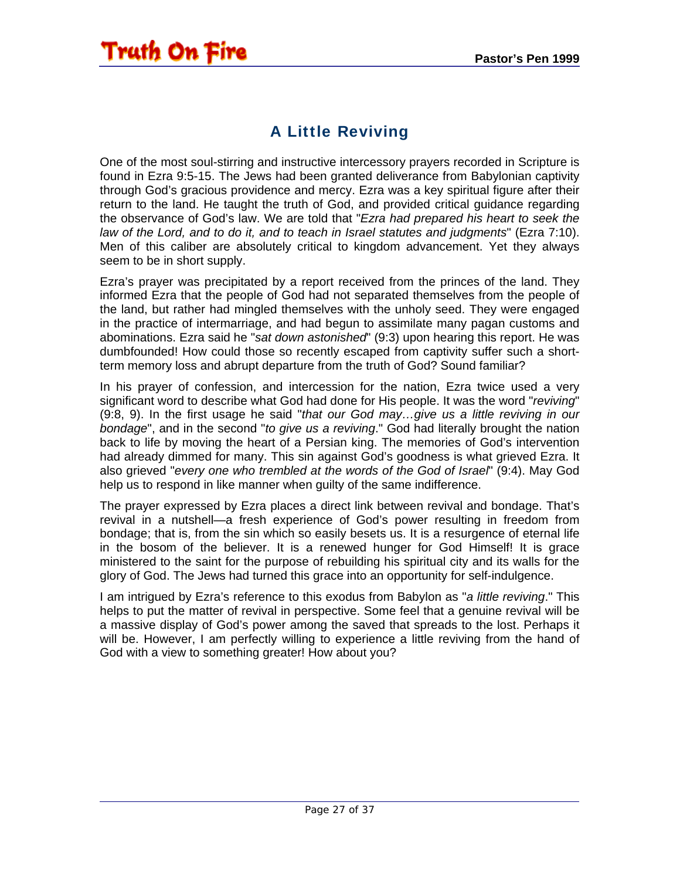# A Little Reviving

One of the most soul-stirring and instructive intercessory prayers recorded in Scripture is found in Ezra 9:5-15. The Jews had been granted deliverance from Babylonian captivity through God's gracious providence and mercy. Ezra was a key spiritual figure after their return to the land. He taught the truth of God, and provided critical guidance regarding the observance of God's law. We are told that "*Ezra had prepared his heart to seek the law of the Lord, and to do it, and to teach in Israel statutes and judgments*" (Ezra 7:10). Men of this caliber are absolutely critical to kingdom advancement. Yet they always seem to be in short supply.

Ezra's prayer was precipitated by a report received from the princes of the land. They informed Ezra that the people of God had not separated themselves from the people of the land, but rather had mingled themselves with the unholy seed. They were engaged in the practice of intermarriage, and had begun to assimilate many pagan customs and abominations. Ezra said he "*sat down astonished*" (9:3) upon hearing this report. He was dumbfounded! How could those so recently escaped from captivity suffer such a short-term memory loss and abrupt departure from the truth of God? Sound familiar?

In his prayer of confession, and intercession for the nation, Ezra twice used a very significant word to describe what God had done for His people. It was the word "*reviving*" (9:8, 9). In the first usage he said "*that our God may…give us a little reviving in our bondage*", and in the second "*to give us a reviving*." God had literally brought the nation back to life by moving the heart of a Persian king. The memories of God's intervention had already dimmed for many. This sin against God's goodness is what grieved Ezra. It also grieved "*every one who trembled at the words of the God of Israel*" (9:4). May God help us to respond in like manner when guilty of the same indifference.

The prayer expressed by Ezra places a direct link between revival and bondage. That's revival in a nutshell—a fresh experience of God's power resulting in freedom from bondage; that is, from the sin which so easily besets us. It is a resurgence of eternal life in the bosom of the believer. It is a renewed hunger for God Himself! It is grace ministered to the saint for the purpose of rebuilding his spiritual city and its walls for the glory of God. The Jews had turned this grace into an opportunity for self-indulgence.

I am intrigued by Ezra's reference to this exodus from Babylon as "*a little reviving*." This helps to put the matter of revival in perspective. Some feel that a genuine revival will be a massive display of God's power among the saved that spreads to the lost. Perhaps it will be. However, I am perfectly willing to experience a little reviving from the hand of God with a view to something greater! How about you?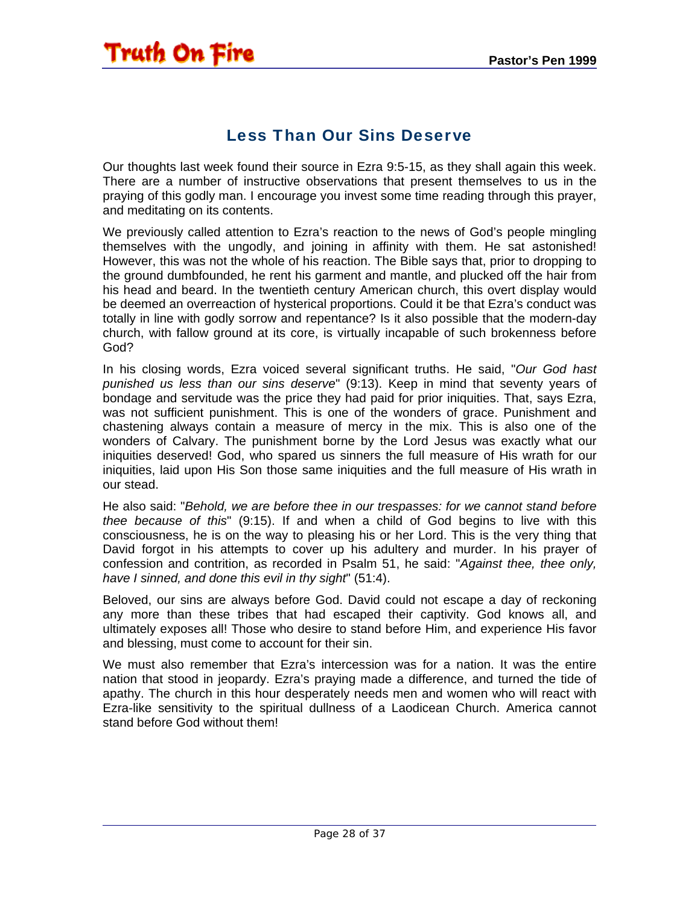## Less Than Our Sins Deserve

Our thoughts last week found their source in Ezra 9:5-15, as they shall again this week. There are a number of instructive observations that present themselves to us in the praying of this godly man. I encourage you invest some time reading through this prayer, and meditating on its contents.

We previously called attention to Ezra's reaction to the news of God's people mingling themselves with the ungodly, and joining in affinity with them. He sat astonished! However, this was not the whole of his reaction. The Bible says that, prior to dropping to the ground dumbfounded, he rent his garment and mantle, and plucked off the hair from his head and beard. In the twentieth century American church, this overt display would be deemed an overreaction of hysterical proportions. Could it be that Ezra's conduct was totally in line with godly sorrow and repentance? Is it also possible that the modern-day church, with fallow ground at its core, is virtually incapable of such brokenness before God?

In his closing words, Ezra voiced several significant truths. He said, "*Our God hast punished us less than our sins deserve*" (9:13). Keep in mind that seventy years of bondage and servitude was the price they had paid for prior iniquities. That, says Ezra, was not sufficient punishment. This is one of the wonders of grace. Punishment and chastening always contain a measure of mercy in the mix. This is also one of the wonders of Calvary. The punishment borne by the Lord Jesus was exactly what our iniquities deserved! God, who spared us sinners the full measure of His wrath for our iniquities, laid upon His Son those same iniquities and the full measure of His wrath in our stead.

He also said: "*Behold, we are before thee in our trespasses: for we cannot stand before thee because of this*" (9:15). If and when a child of God begins to live with this consciousness, he is on the way to pleasing his or her Lord. This is the very thing that David forgot in his attempts to cover up his adultery and murder. In his prayer of confession and contrition, as recorded in Psalm 51, he said: "*Against thee, thee only, have I sinned, and done this evil in thy sight*" (51:4).

Beloved, our sins are always before God. David could not escape a day of reckoning any more than these tribes that had escaped their captivity. God knows all, and ultimately exposes all! Those who desire to stand before Him, and experience His favor and blessing, must come to account for their sin.

We must also remember that Ezra's intercession was for a nation. It was the entire nation that stood in jeopardy. Ezra's praying made a difference, and turned the tide of apathy. The church in this hour desperately needs men and women who will react with Ezra-like sensitivity to the spiritual dullness of a Laodicean Church. America cannot stand before God without them!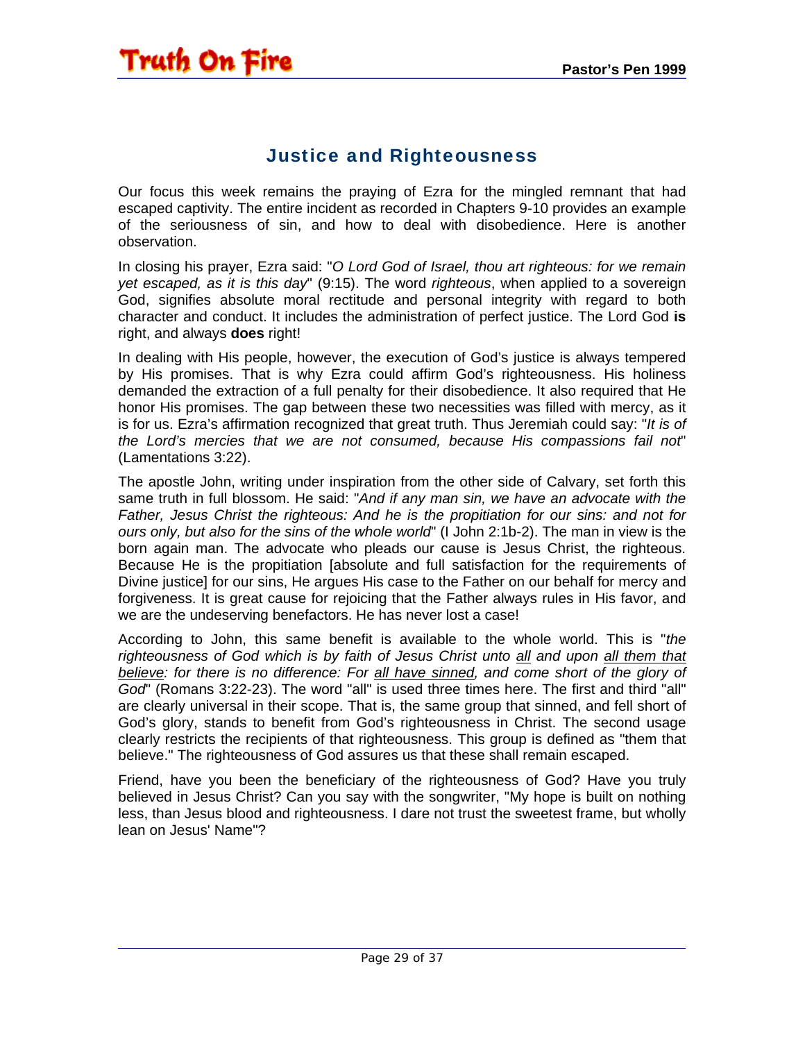## Justice and Righteousness

Our focus this week remains the praying of Ezra for the mingled remnant that had escaped captivity. The entire incident as recorded in Chapters 9-10 provides an example of the seriousness of sin, and how to deal with disobedience. Here is another observation.

In closing his prayer, Ezra said: "*O Lord God of Israel, thou art righteous: for we remain yet escaped, as it is this day*" (9:15). The word *righteous*, when applied to a sovereign God, signifies absolute moral rectitude and personal integrity with regard to both character and conduct. It includes the administration of perfect justice. The Lord God **is** right, and always **does** right!

In dealing with His people, however, the execution of God's justice is always tempered by His promises. That is why Ezra could affirm God's righteousness. His holiness demanded the extraction of a full penalty for their disobedience. It also required that He honor His promises. The gap between these two necessities was filled with mercy, as it is for us. Ezra's affirmation recognized that great truth. Thus Jeremiah could say: "*It is of the Lord's mercies that we are not consumed, because His compassions fail not*" (Lamentations 3:22).

The apostle John, writing under inspiration from the other side of Calvary, set forth this same truth in full blossom. He said: "*And if any man sin, we have an advocate with the Father, Jesus Christ the righteous: And he is the propitiation for our sins: and not for ours only, but also for the sins of the whole world*" (I John 2:1b-2). The man in view is the born again man. The advocate who pleads our cause is Jesus Christ, the righteous. Because He is the propitiation [absolute and full satisfaction for the requirements of Divine justice] for our sins, He argues His case to the Father on our behalf for mercy and forgiveness. It is great cause for rejoicing that the Father always rules in His favor, and we are the undeserving benefactors. He has never lost a case!

According to John, this same benefit is available to the whole world. This is "*the righteousness of God which is by faith of Jesus Christ unto <u>all</u> and upon <u>all them that believe</u>: for there is no difference: For <u>all have sinned</u>, and come short of the glory of God*" (Romans 3:22-23). The word "all" is used three times here. The first and third "all" are clearly universal in their scope. That is, the same group that sinned, and fell short of God's glory, stands to benefit from God's righteousness in Christ. The second usage clearly restricts the recipients of that righteousness. This group is defined as "them that believe." The righteousness of God assures us that these shall remain escaped.

Friend, have you been the beneficiary of the righteousness of God? Have you truly believed in Jesus Christ? Can you say with the songwriter, "My hope is built on nothing less, than Jesus blood and righteousness. I dare not trust the sweetest frame, but wholly lean on Jesus' Name"?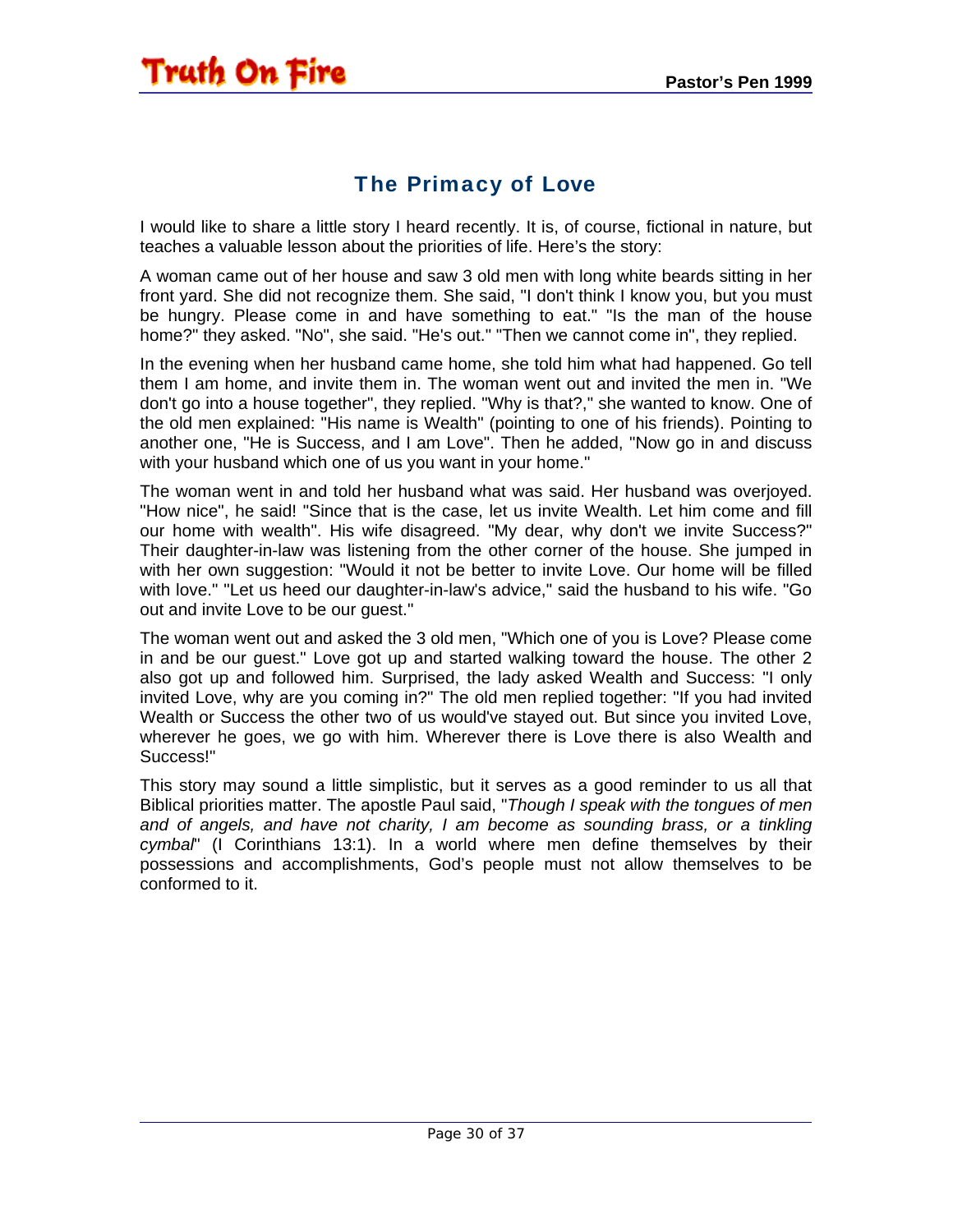## The Primacy of Love

I would like to share a little story I heard recently. It is, of course, fictional in nature, but teaches a valuable lesson about the priorities of life. Here's the story:

A woman came out of her house and saw 3 old men with long white beards sitting in her front yard. She did not recognize them. She said, "I don't think I know you, but you must be hungry. Please come in and have something to eat." "Is the man of the house home?" they asked. "No", she said. "He's out." "Then we cannot come in", they replied.

In the evening when her husband came home, she told him what had happened. Go tell them I am home, and invite them in. The woman went out and invited the men in. "We don't go into a house together", they replied. "Why is that?," she wanted to know. One of the old men explained: "His name is Wealth" (pointing to one of his friends). Pointing to another one, "He is Success, and I am Love". Then he added, "Now go in and discuss with your husband which one of us you want in your home."

The woman went in and told her husband what was said. Her husband was overjoyed. "How nice", he said! "Since that is the case, let us invite Wealth. Let him come and fill our home with wealth". His wife disagreed. "My dear, why don't we invite Success?" Their daughter-in-law was listening from the other corner of the house. She jumped in with her own suggestion: "Would it not be better to invite Love. Our home will be filled with love." "Let us heed our daughter-in-law's advice," said the husband to his wife. "Go out and invite Love to be our guest."

The woman went out and asked the 3 old men, "Which one of you is Love? Please come in and be our guest." Love got up and started walking toward the house. The other 2 also got up and followed him. Surprised, the lady asked Wealth and Success: "I only invited Love, why are you coming in?" The old men replied together: "If you had invited Wealth or Success the other two of us would've stayed out. But since you invited Love, wherever he goes, we go with him. Wherever there is Love there is also Wealth and Success!"

This story may sound a little simplistic, but it serves as a good reminder to us all that Biblical priorities matter. The apostle Paul said, "*Though I speak with the tongues of men and of angels, and have not charity, I am become as sounding brass, or a tinkling cymbal*" (I Corinthians 13:1). In a world where men define themselves by their possessions and accomplishments, God's people must not allow themselves to be conformed to it.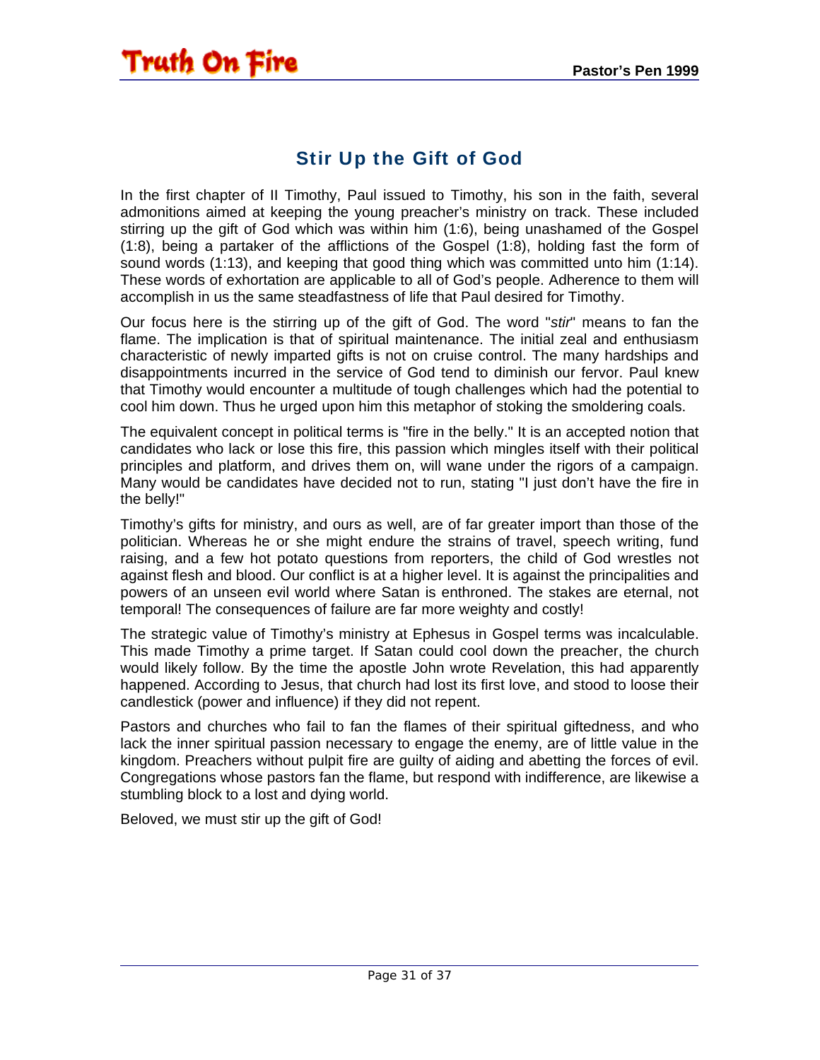## Stir Up the Gift of God

In the first chapter of II Timothy, Paul issued to Timothy, his son in the faith, several admonitions aimed at keeping the young preacher's ministry on track. These included stirring up the gift of God which was within him (1:6), being unashamed of the Gospel (1:8), being a partaker of the afflictions of the Gospel (1:8), holding fast the form of sound words (1:13), and keeping that good thing which was committed unto him (1:14). These words of exhortation are applicable to all of God's people. Adherence to them will accomplish in us the same steadfastness of life that Paul desired for Timothy.

Our focus here is the stirring up of the gift of God. The word "*stir*" means to fan the flame. The implication is that of spiritual maintenance. The initial zeal and enthusiasm characteristic of newly imparted gifts is not on cruise control. The many hardships and disappointments incurred in the service of God tend to diminish our fervor. Paul knew that Timothy would encounter a multitude of tough challenges which had the potential to cool him down. Thus he urged upon him this metaphor of stoking the smoldering coals.

The equivalent concept in political terms is "fire in the belly." It is an accepted notion that candidates who lack or lose this fire, this passion which mingles itself with their political principles and platform, and drives them on, will wane under the rigors of a campaign. Many would be candidates have decided not to run, stating "I just don't have the fire in the belly!"

Timothy's gifts for ministry, and ours as well, are of far greater import than those of the politician. Whereas he or she might endure the strains of travel, speech writing, fund raising, and a few hot potato questions from reporters, the child of God wrestles not against flesh and blood. Our conflict is at a higher level. It is against the principalities and powers of an unseen evil world where Satan is enthroned. The stakes are eternal, not temporal! The consequences of failure are far more weighty and costly!

The strategic value of Timothy's ministry at Ephesus in Gospel terms was incalculable. This made Timothy a prime target. If Satan could cool down the preacher, the church would likely follow. By the time the apostle John wrote Revelation, this had apparently happened. According to Jesus, that church had lost its first love, and stood to loose their candlestick (power and influence) if they did not repent.

Pastors and churches who fail to fan the flames of their spiritual giftedness, and who lack the inner spiritual passion necessary to engage the enemy, are of little value in the kingdom. Preachers without pulpit fire are guilty of aiding and abetting the forces of evil. Congregations whose pastors fan the flame, but respond with indifference, are likewise a stumbling block to a lost and dying world.

Beloved, we must stir up the gift of God!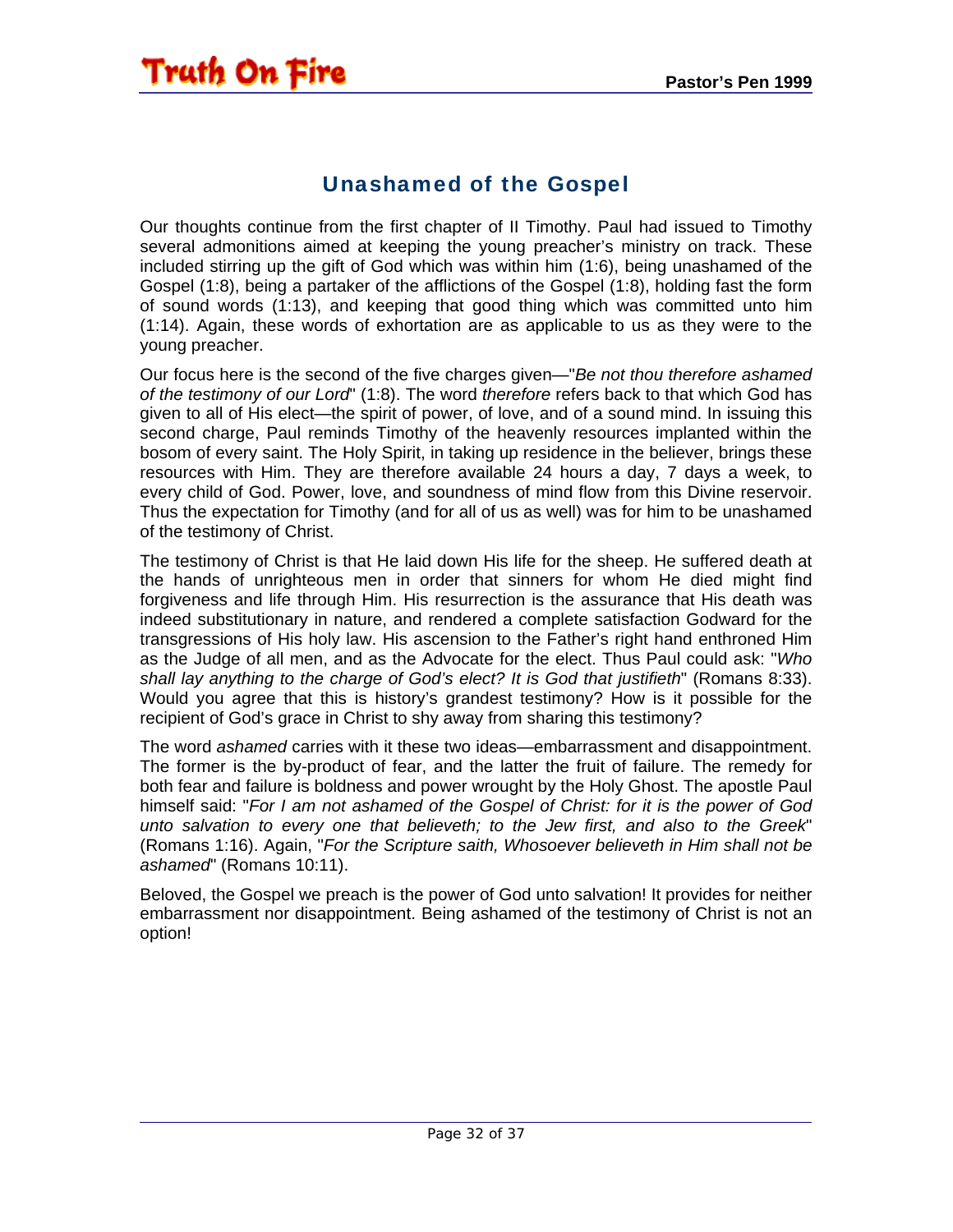## Unashamed of the Gospel

Our thoughts continue from the first chapter of II Timothy. Paul had issued to Timothy several admonitions aimed at keeping the young preacher's ministry on track. These included stirring up the gift of God which was within him (1:6), being unashamed of the Gospel (1:8), being a partaker of the afflictions of the Gospel (1:8), holding fast the form of sound words (1:13), and keeping that good thing which was committed unto him (1:14). Again, these words of exhortation are as applicable to us as they were to the young preacher.

Our focus here is the second of the five charges given—"*Be not thou therefore ashamed of the testimony of our Lord*" (1:8). The word *therefore* refers back to that which God has given to all of His elect—the spirit of power, of love, and of a sound mind. In issuing this second charge, Paul reminds Timothy of the heavenly resources implanted within the bosom of every saint. The Holy Spirit, in taking up residence in the believer, brings these resources with Him. They are therefore available 24 hours a day, 7 days a week, to every child of God. Power, love, and soundness of mind flow from this Divine reservoir. Thus the expectation for Timothy (and for all of us as well) was for him to be unashamed of the testimony of Christ.

The testimony of Christ is that He laid down His life for the sheep. He suffered death at the hands of unrighteous men in order that sinners for whom He died might find forgiveness and life through Him. His resurrection is the assurance that His death was indeed substitutionary in nature, and rendered a complete satisfaction Godward for the transgressions of His holy law. His ascension to the Father's right hand enthroned Him as the Judge of all men, and as the Advocate for the elect. Thus Paul could ask: "*Who shall lay anything to the charge of God's elect? It is God that justifieth*" (Romans 8:33). Would you agree that this is history's grandest testimony? How is it possible for the recipient of God's grace in Christ to shy away from sharing this testimony?

The word *ashamed* carries with it these two ideas—embarrassment and disappointment. The former is the by-product of fear, and the latter the fruit of failure. The remedy for both fear and failure is boldness and power wrought by the Holy Ghost. The apostle Paul himself said: "*For I am not ashamed of the Gospel of Christ: for it is the power of God unto salvation to every one that believeth; to the Jew first, and also to the Greek*" (Romans 1:16). Again, "*For the Scripture saith, Whosoever believeth in Him shall not be ashamed*" (Romans 10:11).

Beloved, the Gospel we preach is the power of God unto salvation! It provides for neither embarrassment nor disappointment. Being ashamed of the testimony of Christ is not an option!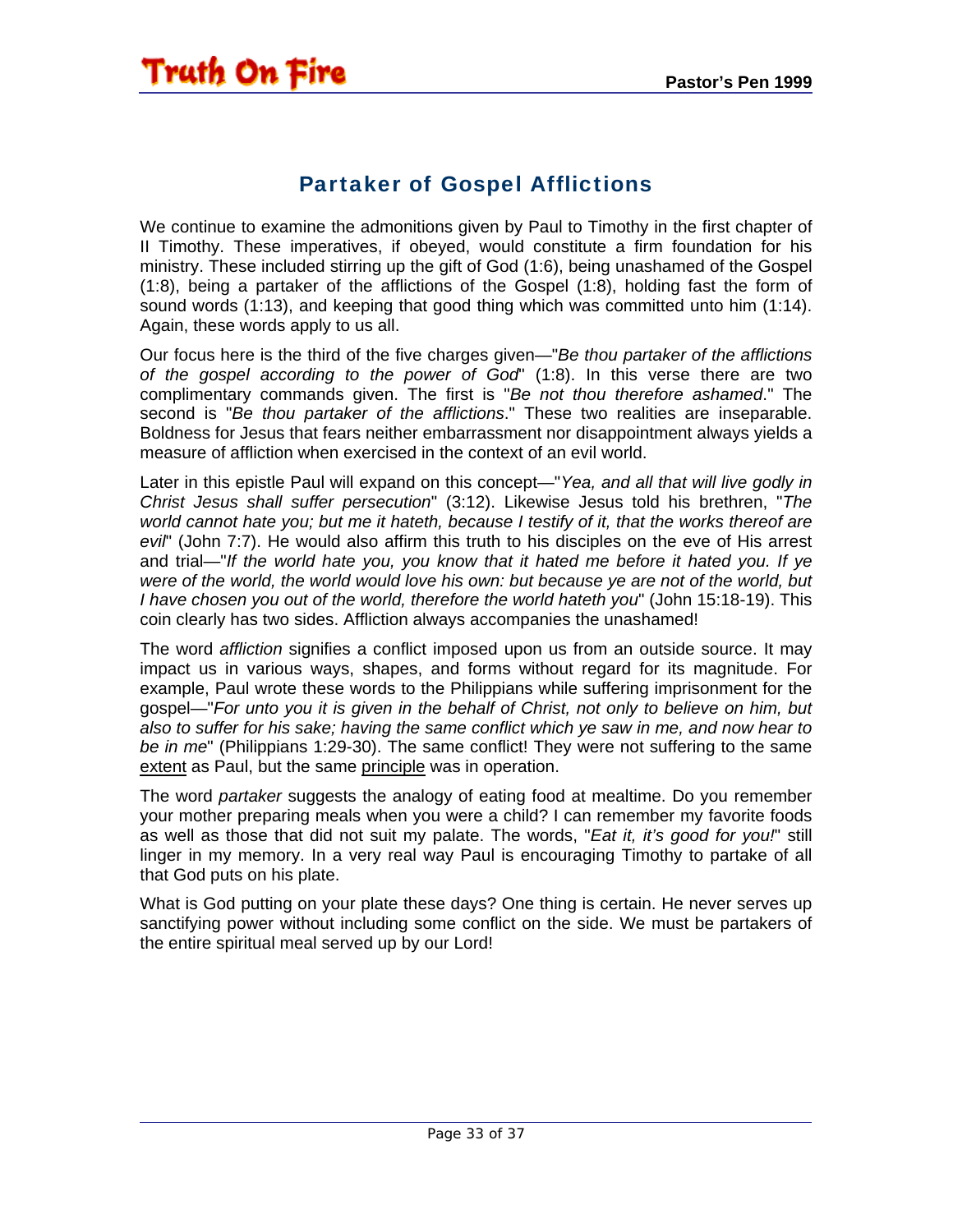# Partaker of Gospel Afflictions

We continue to examine the admonitions given by Paul to Timothy in the first chapter of II Timothy. These imperatives, if obeyed, would constitute a firm foundation for his ministry. These included stirring up the gift of God (1:6), being unashamed of the Gospel (1:8), being a partaker of the afflictions of the Gospel (1:8), holding fast the form of sound words (1:13), and keeping that good thing which was committed unto him (1:14). Again, these words apply to us all.

Our focus here is the third of the five charges given—"*Be thou partaker of the afflictions of the gospel according to the power of God*" (1:8). In this verse there are two complimentary commands given. The first is "*Be not thou therefore ashamed*." The second is "*Be thou partaker of the afflictions*." These two realities are inseparable. Boldness for Jesus that fears neither embarrassment nor disappointment always yields a measure of affliction when exercised in the context of an evil world.

Later in this epistle Paul will expand on this concept—"*Yea, and all that will live godly in Christ Jesus shall suffer persecution*" (3:12). Likewise Jesus told his brethren, "*The world cannot hate you; but me it hateth, because I testify of it, that the works thereof are evil*" (John 7:7). He would also affirm this truth to his disciples on the eve of His arrest and trial—"*If the world hate you, you know that it hated me before it hated you. If ye were of the world, the world would love his own: but because ye are not of the world, but I have chosen you out of the world, therefore the world hateth you*" (John 15:18-19). This coin clearly has two sides. Affliction always accompanies the unashamed!

The word *affliction* signifies a conflict imposed upon us from an outside source. It may impact us in various ways, shapes, and forms without regard for its magnitude. For example, Paul wrote these words to the Philippians while suffering imprisonment for the gospel—"*For unto you it is given in the behalf of Christ, not only to believe on him, but also to suffer for his sake; having the same conflict which ye saw in me, and now hear to be in me*" (Philippians 1:29-30). The same conflict! They were not suffering to the same <u>extent</u> as Paul, but the same <u>principle</u> was in operation.

The word *partaker* suggests the analogy of eating food at mealtime. Do you remember your mother preparing meals when you were a child? I can remember my favorite foods as well as those that did not suit my palate. The words, "*Eat it, it's good for you!*" still linger in my memory. In a very real way Paul is encouraging Timothy to partake of all that God puts on his plate.

What is God putting on your plate these days? One thing is certain. He never serves up sanctifying power without including some conflict on the side. We must be partakers of the entire spiritual meal served up by our Lord!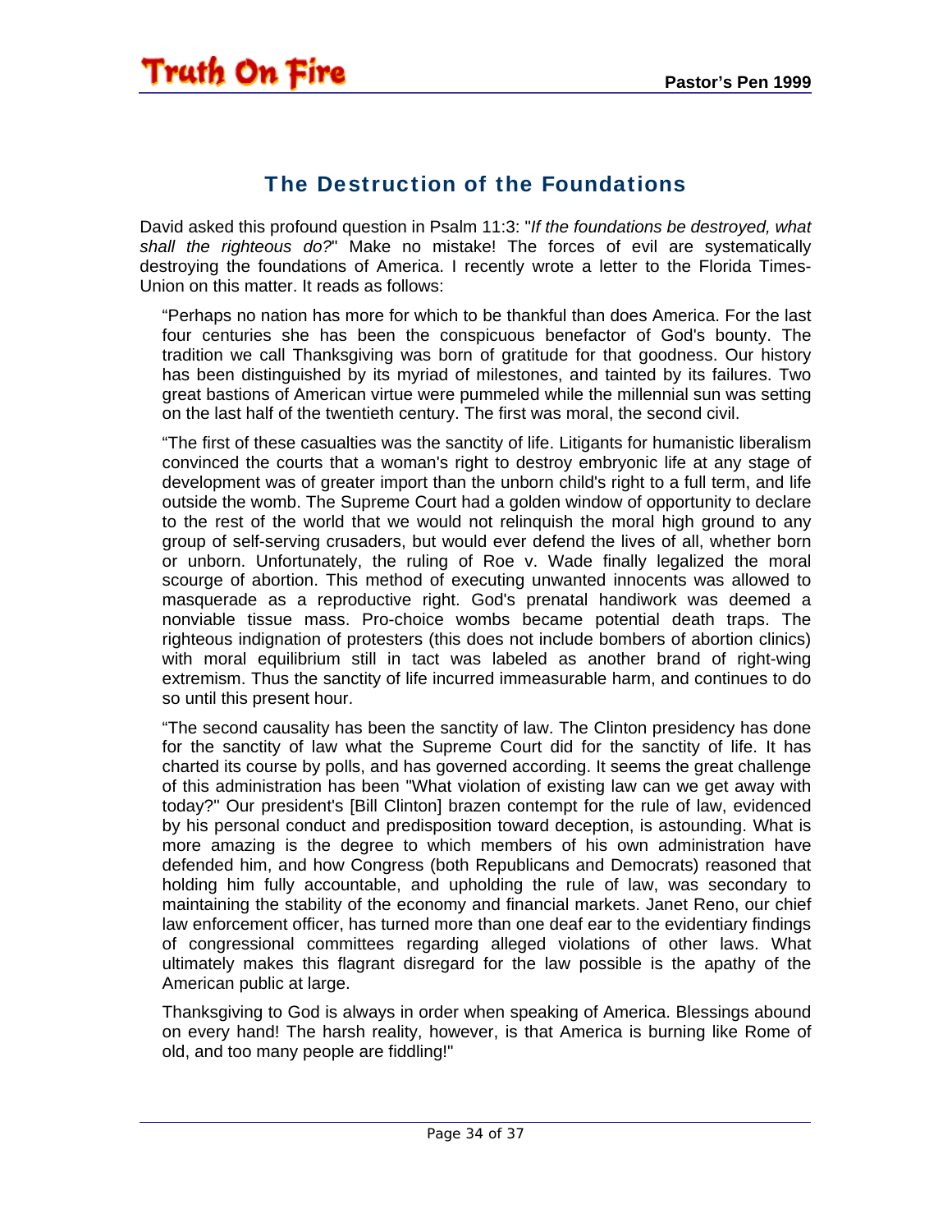## The Destruction of the Foundations

David asked this profound question in Psalm 11:3: "*If the foundations be destroyed, what shall the righteous do?*" Make no mistake! The forces of evil are systematically destroying the foundations of America. I recently wrote a letter to the Florida Times-Union on this matter. It reads as follows:

> "Perhaps no nation has more for which to be thankful than does America. For the last four centuries she has been the conspicuous benefactor of God's bounty. The tradition we call Thanksgiving was born of gratitude for that goodness. Our history has been distinguished by its myriad of milestones, and tainted by its failures. Two great bastions of American virtue were pummeled while the millennial sun was setting on the last half of the twentieth century. The first was moral, the second civil.
>
> "The first of these casualties was the sanctity of life. Litigants for humanistic liberalism convinced the courts that a woman's right to destroy embryonic life at any stage of development was of greater import than the unborn child's right to a full term, and life outside the womb. The Supreme Court had a golden window of opportunity to declare to the rest of the world that we would not relinquish the moral high ground to any group of self-serving crusaders, but would ever defend the lives of all, whether born or unborn. Unfortunately, the ruling of Roe v. Wade finally legalized the moral scourge of abortion. This method of executing unwanted innocents was allowed to masquerade as a reproductive right. God's prenatal handiwork was deemed a nonviable tissue mass. Pro-choice wombs became potential death traps. The righteous indignation of protesters (this does not include bombers of abortion clinics) with moral equilibrium still in tact was labeled as another brand of right-wing extremism. Thus the sanctity of life incurred immeasurable harm, and continues to do so until this present hour.
>
> "The second causality has been the sanctity of law. The Clinton presidency has done for the sanctity of law what the Supreme Court did for the sanctity of life. It has charted its course by polls, and has governed according. It seems the great challenge of this administration has been "What violation of existing law can we get away with today?" Our president's [Bill Clinton] brazen contempt for the rule of law, evidenced by his personal conduct and predisposition toward deception, is astounding. What is more amazing is the degree to which members of his own administration have defended him, and how Congress (both Republicans and Democrats) reasoned that holding him fully accountable, and upholding the rule of law, was secondary to maintaining the stability of the economy and financial markets. Janet Reno, our chief law enforcement officer, has turned more than one deaf ear to the evidentiary findings of congressional committees regarding alleged violations of other laws. What ultimately makes this flagrant disregard for the law possible is the apathy of the American public at large.
>
> Thanksgiving to God is always in order when speaking of America. Blessings abound on every hand! The harsh reality, however, is that America is burning like Rome of old, and too many people are fiddling!"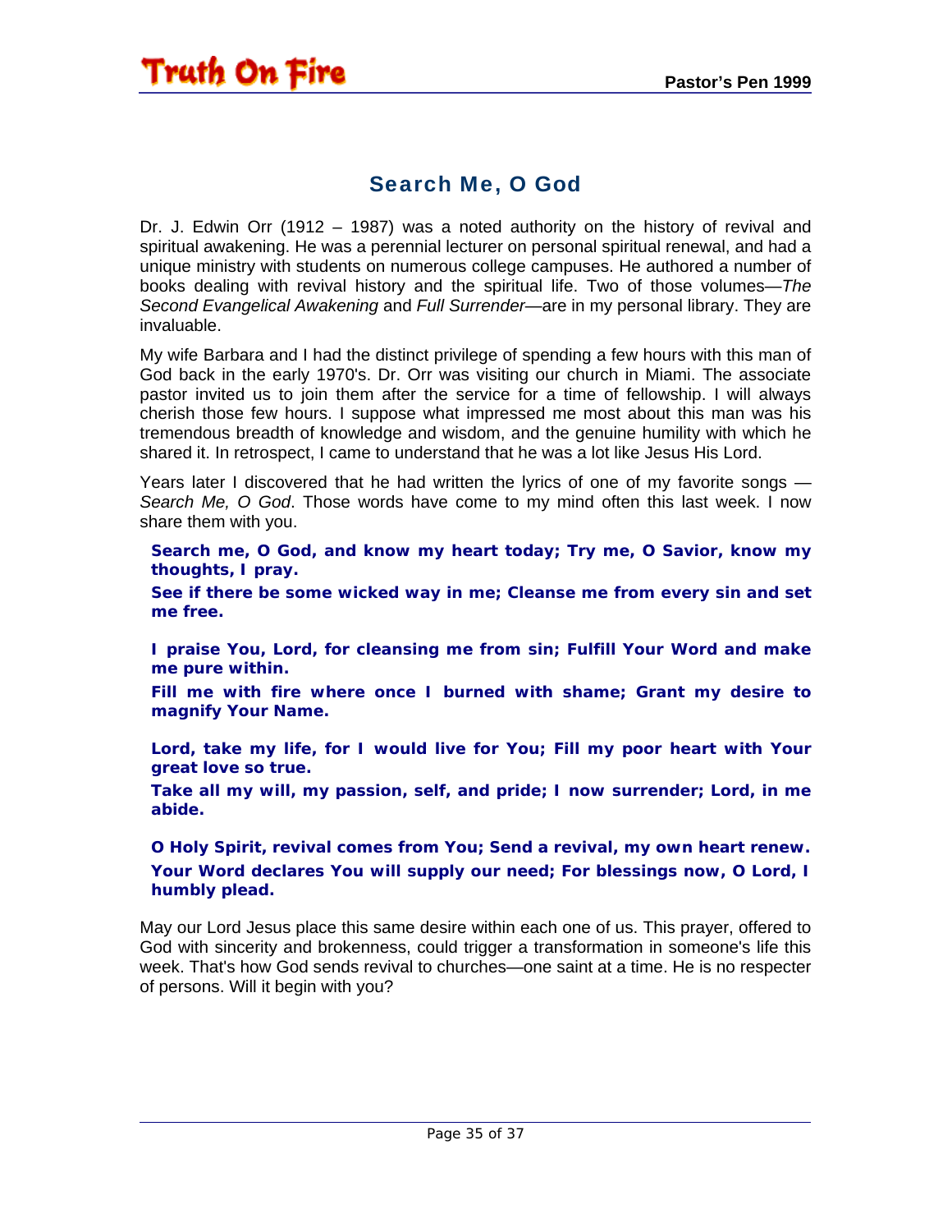## Search Me, O God

Dr. J. Edwin Orr (1912 – 1987) was a noted authority on the history of revival and spiritual awakening. He was a perennial lecturer on personal spiritual renewal, and had a unique ministry with students on numerous college campuses. He authored a number of books dealing with revival history and the spiritual life. Two of those volumes—*The Second Evangelical Awakening* and *Full Surrender*—are in my personal library. They are invaluable.

My wife Barbara and I had the distinct privilege of spending a few hours with this man of God back in the early 1970's. Dr. Orr was visiting our church in Miami. The associate pastor invited us to join them after the service for a time of fellowship. I will always cherish those few hours. I suppose what impressed me most about this man was his tremendous breadth of knowledge and wisdom, and the genuine humility with which he shared it. In retrospect, I came to understand that he was a lot like Jesus His Lord.

Years later I discovered that he had written the lyrics of one of my favorite songs — *Search Me, O God*. Those words have come to my mind often this last week. I now share them with you.

> **Search me, O God, and know my heart today; Try me, O Savior, know my thoughts, I pray.**
>
> **See if there be some wicked way in me; Cleanse me from every sin and set me free.**
>
> **I praise You, Lord, for cleansing me from sin; Fulfill Your Word and make me pure within.**
>
> **Fill me with fire where once I burned with shame; Grant my desire to magnify Your Name.**
>
> **Lord, take my life, for I would live for You; Fill my poor heart with Your great love so true.**
>
> **Take all my will, my passion, self, and pride; I now surrender; Lord, in me abide.**
>
> **O Holy Spirit, revival comes from You; Send a revival, my own heart renew.**
>
> **Your Word declares You will supply our need; For blessings now, O Lord, I humbly plead.**

May our Lord Jesus place this same desire within each one of us. This prayer, offered to God with sincerity and brokenness, could trigger a transformation in someone's life this week. That's how God sends revival to churches—one saint at a time. He is no respecter of persons. Will it begin with you?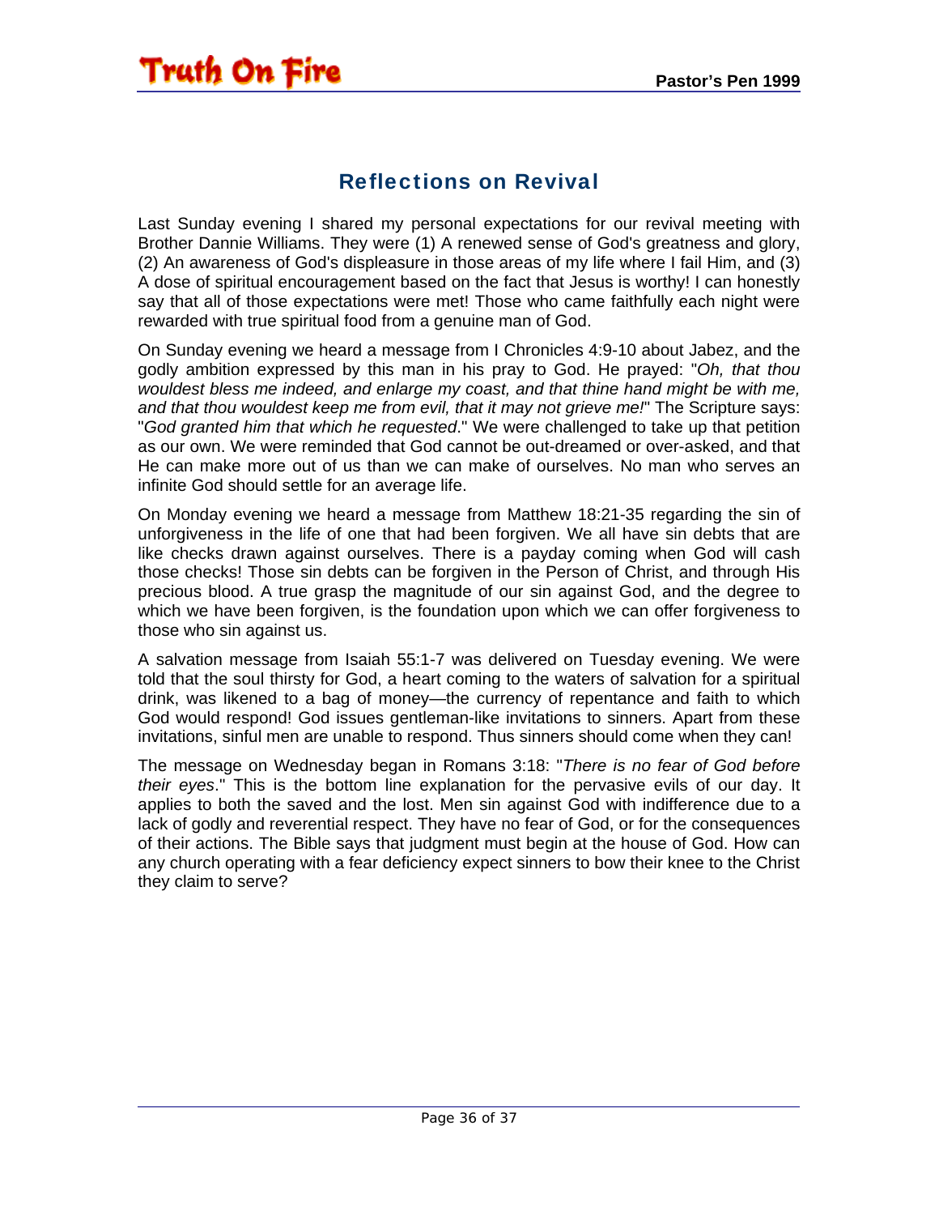## Reflections on Revival

Last Sunday evening I shared my personal expectations for our revival meeting with Brother Dannie Williams. They were (1) A renewed sense of God's greatness and glory, (2) An awareness of God's displeasure in those areas of my life where I fail Him, and (3) A dose of spiritual encouragement based on the fact that Jesus is worthy! I can honestly say that all of those expectations were met! Those who came faithfully each night were rewarded with true spiritual food from a genuine man of God.

On Sunday evening we heard a message from I Chronicles 4:9-10 about Jabez, and the godly ambition expressed by this man in his pray to God. He prayed: "*Oh, that thou wouldest bless me indeed, and enlarge my coast, and that thine hand might be with me, and that thou wouldest keep me from evil, that it may not grieve me!*" The Scripture says: "*God granted him that which he requested*." We were challenged to take up that petition as our own. We were reminded that God cannot be out-dreamed or over-asked, and that He can make more out of us than we can make of ourselves. No man who serves an infinite God should settle for an average life.

On Monday evening we heard a message from Matthew 18:21-35 regarding the sin of unforgiveness in the life of one that had been forgiven. We all have sin debts that are like checks drawn against ourselves. There is a payday coming when God will cash those checks! Those sin debts can be forgiven in the Person of Christ, and through His precious blood. A true grasp the magnitude of our sin against God, and the degree to which we have been forgiven, is the foundation upon which we can offer forgiveness to those who sin against us.

A salvation message from Isaiah 55:1-7 was delivered on Tuesday evening. We were told that the soul thirsty for God, a heart coming to the waters of salvation for a spiritual drink, was likened to a bag of money—the currency of repentance and faith to which God would respond! God issues gentleman-like invitations to sinners. Apart from these invitations, sinful men are unable to respond. Thus sinners should come when they can!

The message on Wednesday began in Romans 3:18: "*There is no fear of God before their eyes*." This is the bottom line explanation for the pervasive evils of our day. It applies to both the saved and the lost. Men sin against God with indifference due to a lack of godly and reverential respect. They have no fear of God, or for the consequences of their actions. The Bible says that judgment must begin at the house of God. How can any church operating with a fear deficiency expect sinners to bow their knee to the Christ they claim to serve?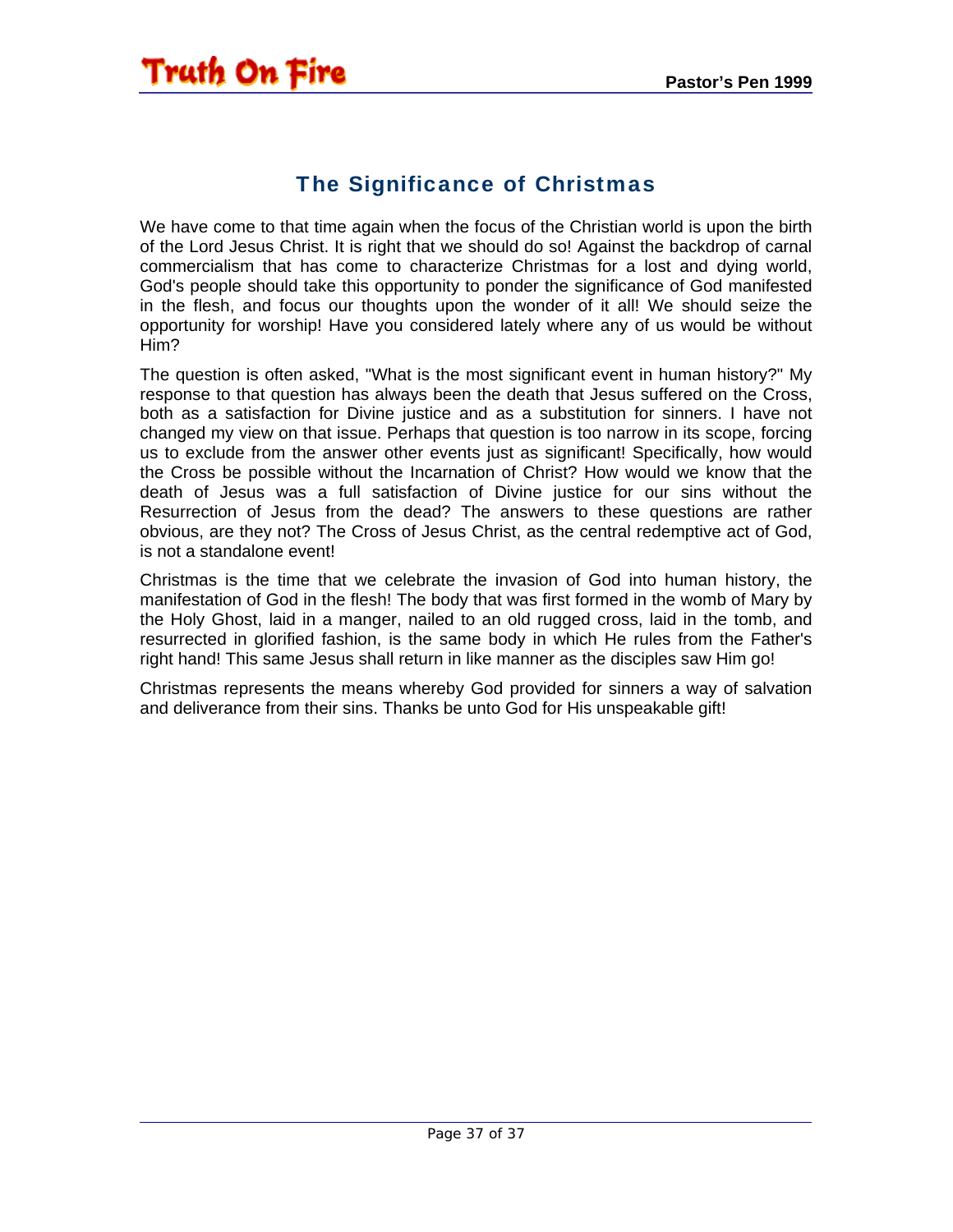## The Significance of Christmas

We have come to that time again when the focus of the Christian world is upon the birth of the Lord Jesus Christ. It is right that we should do so! Against the backdrop of carnal commercialism that has come to characterize Christmas for a lost and dying world, God's people should take this opportunity to ponder the significance of God manifested in the flesh, and focus our thoughts upon the wonder of it all! We should seize the opportunity for worship! Have you considered lately where any of us would be without Him?

The question is often asked, "What is the most significant event in human history?" My response to that question has always been the death that Jesus suffered on the Cross, both as a satisfaction for Divine justice and as a substitution for sinners. I have not changed my view on that issue. Perhaps that question is too narrow in its scope, forcing us to exclude from the answer other events just as significant! Specifically, how would the Cross be possible without the Incarnation of Christ? How would we know that the death of Jesus was a full satisfaction of Divine justice for our sins without the Resurrection of Jesus from the dead? The answers to these questions are rather obvious, are they not? The Cross of Jesus Christ, as the central redemptive act of God, is not a standalone event!

Christmas is the time that we celebrate the invasion of God into human history, the manifestation of God in the flesh! The body that was first formed in the womb of Mary by the Holy Ghost, laid in a manger, nailed to an old rugged cross, laid in the tomb, and resurrected in glorified fashion, is the same body in which He rules from the Father's right hand! This same Jesus shall return in like manner as the disciples saw Him go!

Christmas represents the means whereby God provided for sinners a way of salvation and deliverance from their sins. Thanks be unto God for His unspeakable gift!